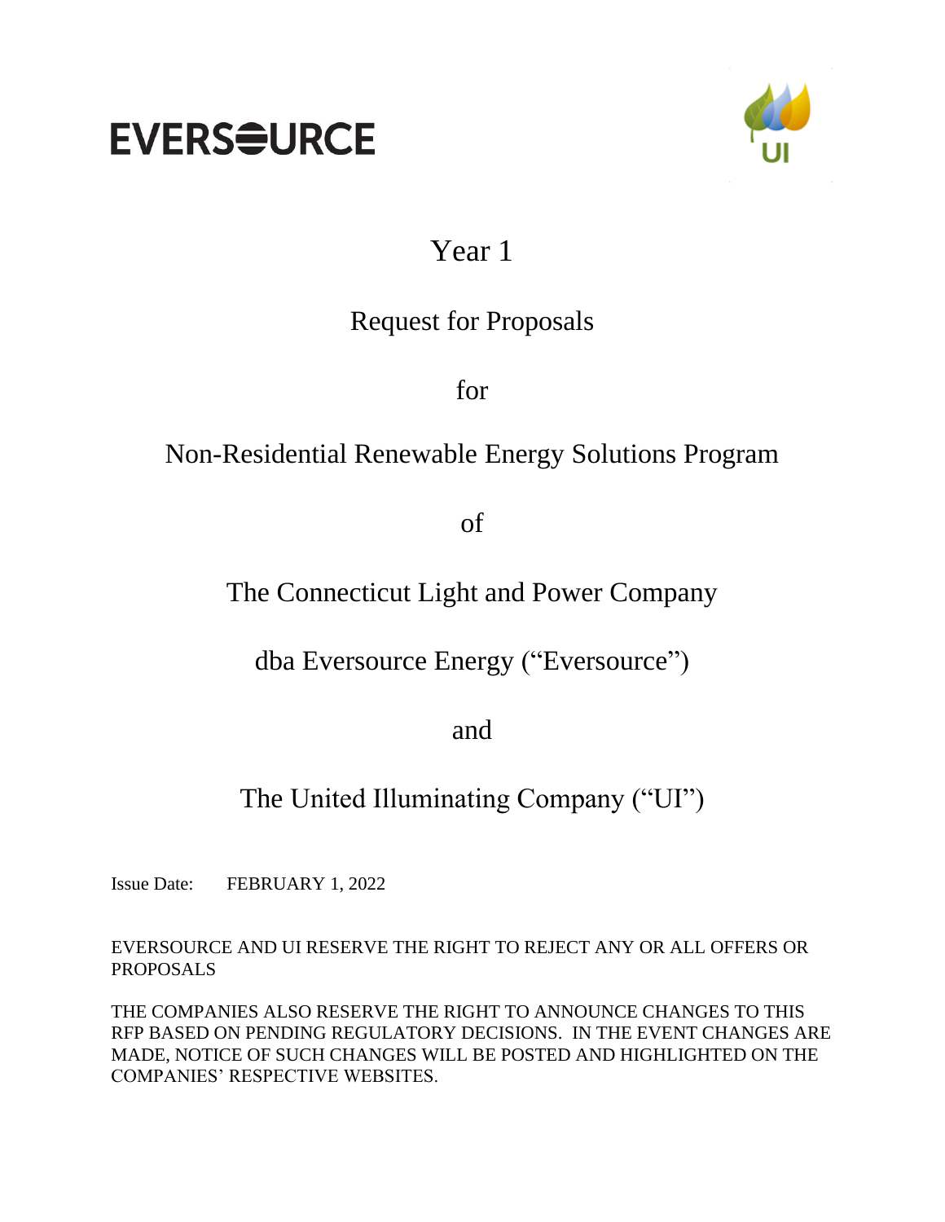EVERSOURCE

UI

# Year 1

# Request for Proposals

# for

# Non-Residential Renewable Energy Solutions Program

# of

# The Connecticut Light and Power Company

# dba Eversource Energy ("Eversource")

# and

# The United Illuminating Company ("UI")

Issue Date: FEBRUARY 1, 2022

EVERSOURCE AND UI RESERVE THE RIGHT TO REJECT ANY OR ALL OFFERS OR PROPOSALS

THE COMPANIES ALSO RESERVE THE RIGHT TO ANNOUNCE CHANGES TO THIS RFP BASED ON PENDING REGULATORY DECISIONS. IN THE EVENT CHANGES ARE MADE, NOTICE OF SUCH CHANGES WILL BE POSTED AND HIGHLIGHTED ON THE COMPANIES' RESPECTIVE WEBSITES.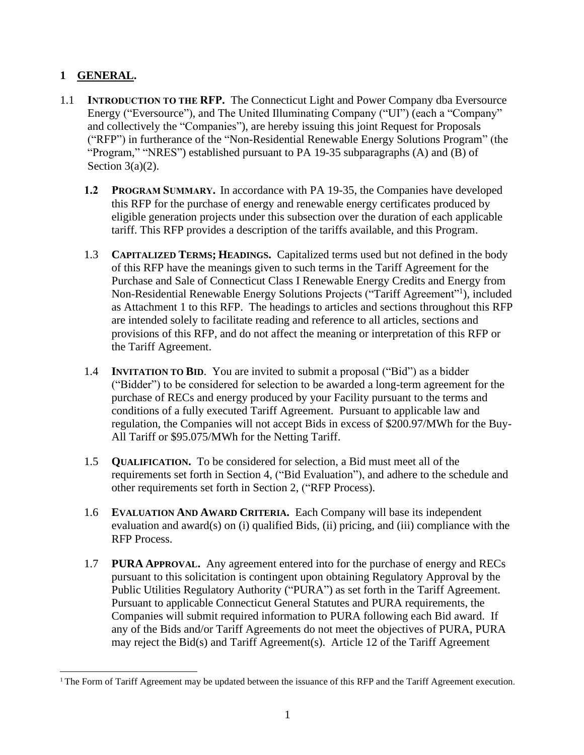## 1 GENERAL.

1.1 **INTRODUCTION TO THE RFP.** The Connecticut Light and Power Company dba Eversource Energy ("Eversource"), and The United Illuminating Company ("UI") (each a "Company" and collectively the "Companies"), are hereby issuing this joint Request for Proposals ("RFP") in furtherance of the "Non-Residential Renewable Energy Solutions Program" (the "Program," "NRES") established pursuant to PA 19-35 subparagraphs (A) and (B) of Section 3(a)(2).

**1.2 PROGRAM SUMMARY.** In accordance with PA 19-35, the Companies have developed this RFP for the purchase of energy and renewable energy certificates produced by eligible generation projects under this subsection over the duration of each applicable tariff. This RFP provides a description of the tariffs available, and this Program.

1.3 **CAPITALIZED TERMS; HEADINGS.** Capitalized terms used but not defined in the body of this RFP have the meanings given to such terms in the Tariff Agreement for the Purchase and Sale of Connecticut Class I Renewable Energy Credits and Energy from Non-Residential Renewable Energy Solutions Projects ("Tariff Agreement"[1]), included as Attachment 1 to this RFP. The headings to articles and sections throughout this RFP are intended solely to facilitate reading and reference to all articles, sections and provisions of this RFP, and do not affect the meaning or interpretation of this RFP or the Tariff Agreement.

1.4 **INVITATION TO BID.** You are invited to submit a proposal ("Bid") as a bidder ("Bidder") to be considered for selection to be awarded a long-term agreement for the purchase of RECs and energy produced by your Facility pursuant to the terms and conditions of a fully executed Tariff Agreement. Pursuant to applicable law and regulation, the Companies will not accept Bids in excess of $200.97/MWh for the Buy-All Tariff or $95.075/MWh for the Netting Tariff.

1.5 **QUALIFICATION.** To be considered for selection, a Bid must meet all of the requirements set forth in Section 4, ("Bid Evaluation"), and adhere to the schedule and other requirements set forth in Section 2, ("RFP Process).

1.6 **EVALUATION AND AWARD CRITERIA.** Each Company will base its independent evaluation and award(s) on (i) qualified Bids, (ii) pricing, and (iii) compliance with the RFP Process.

1.7 **PURA APPROVAL.** Any agreement entered into for the purchase of energy and RECs pursuant to this solicitation is contingent upon obtaining Regulatory Approval by the Public Utilities Regulatory Authority ("PURA") as set forth in the Tariff Agreement. Pursuant to applicable Connecticut General Statutes and PURA requirements, the Companies will submit required information to PURA following each Bid award. If any of the Bids and/or Tariff Agreements do not meet the objectives of PURA, PURA may reject the Bid(s) and Tariff Agreement(s). Article 12 of the Tariff Agreement

[1] The Form of Tariff Agreement may be updated between the issuance of this RFP and the Tariff Agreement execution.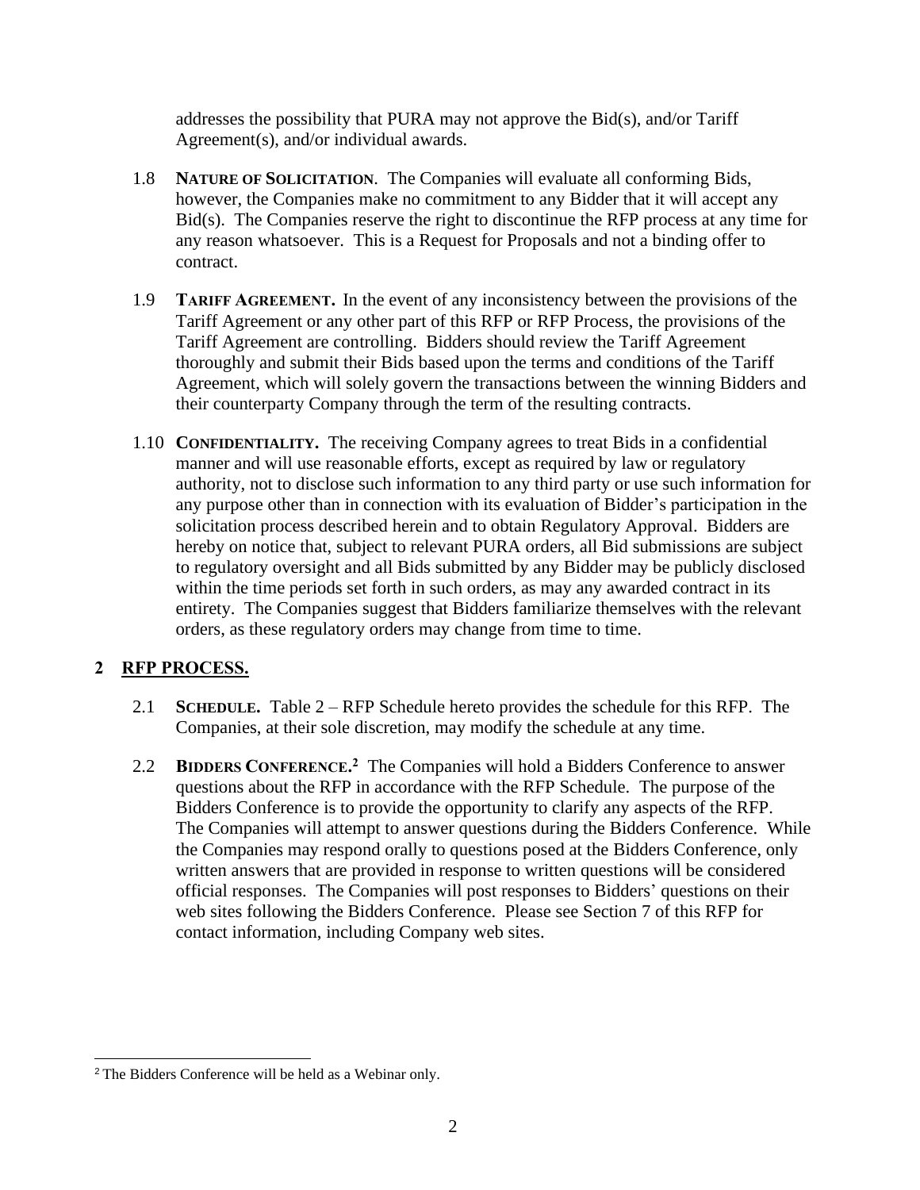addresses the possibility that PURA may not approve the Bid(s), and/or Tariff Agreement(s), and/or individual awards.

1.8 **NATURE OF SOLICITATION**. The Companies will evaluate all conforming Bids, however, the Companies make no commitment to any Bidder that it will accept any Bid(s). The Companies reserve the right to discontinue the RFP process at any time for any reason whatsoever. This is a Request for Proposals and not a binding offer to contract.

1.9 **TARIFF AGREEMENT.** In the event of any inconsistency between the provisions of the Tariff Agreement or any other part of this RFP or RFP Process, the provisions of the Tariff Agreement are controlling. Bidders should review the Tariff Agreement thoroughly and submit their Bids based upon the terms and conditions of the Tariff Agreement, which will solely govern the transactions between the winning Bidders and their counterparty Company through the term of the resulting contracts.

1.10 **CONFIDENTIALITY.** The receiving Company agrees to treat Bids in a confidential manner and will use reasonable efforts, except as required by law or regulatory authority, not to disclose such information to any third party or use such information for any purpose other than in connection with its evaluation of Bidder's participation in the solicitation process described herein and to obtain Regulatory Approval. Bidders are hereby on notice that, subject to relevant PURA orders, all Bid submissions are subject to regulatory oversight and all Bids submitted by any Bidder may be publicly disclosed within the time periods set forth in such orders, as may any awarded contract in its entirety. The Companies suggest that Bidders familiarize themselves with the relevant orders, as these regulatory orders may change from time to time.

## 2 RFP PROCESS.

2.1 **SCHEDULE.** Table 2 – RFP Schedule hereto provides the schedule for this RFP. The Companies, at their sole discretion, may modify the schedule at any time.

2.2 **BIDDERS CONFERENCE.**[2] The Companies will hold a Bidders Conference to answer questions about the RFP in accordance with the RFP Schedule. The purpose of the Bidders Conference is to provide the opportunity to clarify any aspects of the RFP. The Companies will attempt to answer questions during the Bidders Conference. While the Companies may respond orally to questions posed at the Bidders Conference, only written answers that are provided in response to written questions will be considered official responses. The Companies will post responses to Bidders' questions on their web sites following the Bidders Conference. Please see Section 7 of this RFP for contact information, including Company web sites.

[2] The Bidders Conference will be held as a Webinar only.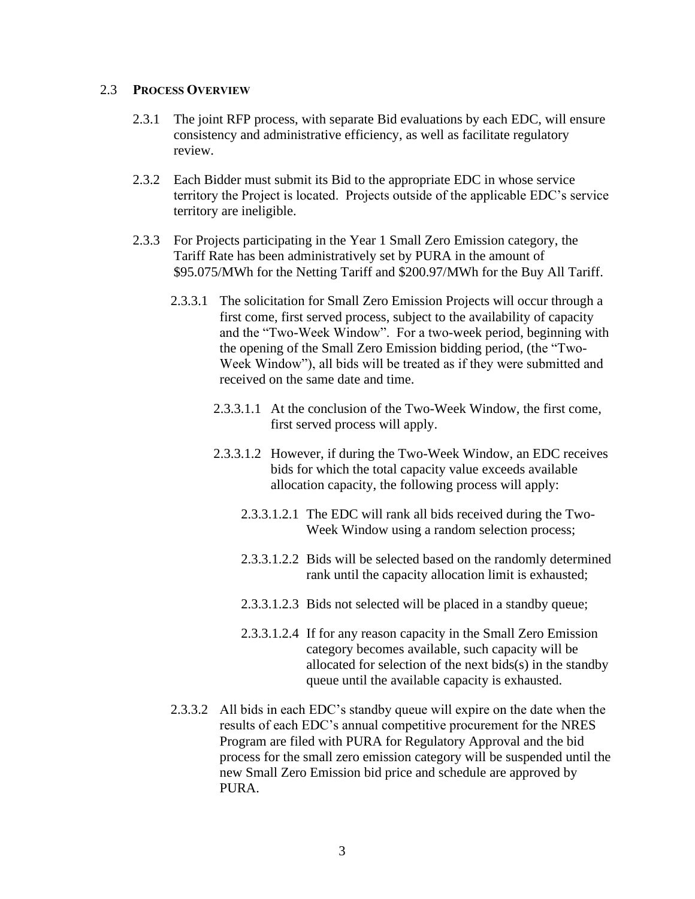## 2.3 **PROCESS OVERVIEW**

2.3.1 The joint RFP process, with separate Bid evaluations by each EDC, will ensure consistency and administrative efficiency, as well as facilitate regulatory review.

2.3.2 Each Bidder must submit its Bid to the appropriate EDC in whose service territory the Project is located. Projects outside of the applicable EDC's service territory are ineligible.

2.3.3 For Projects participating in the Year 1 Small Zero Emission category, the Tariff Rate has been administratively set by PURA in the amount of $95.075/MWh for the Netting Tariff and $200.97/MWh for the Buy All Tariff.

2.3.3.1 The solicitation for Small Zero Emission Projects will occur through a first come, first served process, subject to the availability of capacity and the "Two-Week Window". For a two-week period, beginning with the opening of the Small Zero Emission bidding period, (the "Two-Week Window"), all bids will be treated as if they were submitted and received on the same date and time.

2.3.3.1.1 At the conclusion of the Two-Week Window, the first come, first served process will apply.

2.3.3.1.2 However, if during the Two-Week Window, an EDC receives bids for which the total capacity value exceeds available allocation capacity, the following process will apply:

2.3.3.1.2.1 The EDC will rank all bids received during the Two-Week Window using a random selection process;

2.3.3.1.2.2 Bids will be selected based on the randomly determined rank until the capacity allocation limit is exhausted;

2.3.3.1.2.3 Bids not selected will be placed in a standby queue;

2.3.3.1.2.4 If for any reason capacity in the Small Zero Emission category becomes available, such capacity will be allocated for selection of the next bids(s) in the standby queue until the available capacity is exhausted.

2.3.3.2 All bids in each EDC's standby queue will expire on the date when the results of each EDC's annual competitive procurement for the NRES Program are filed with PURA for Regulatory Approval and the bid process for the small zero emission category will be suspended until the new Small Zero Emission bid price and schedule are approved by PURA.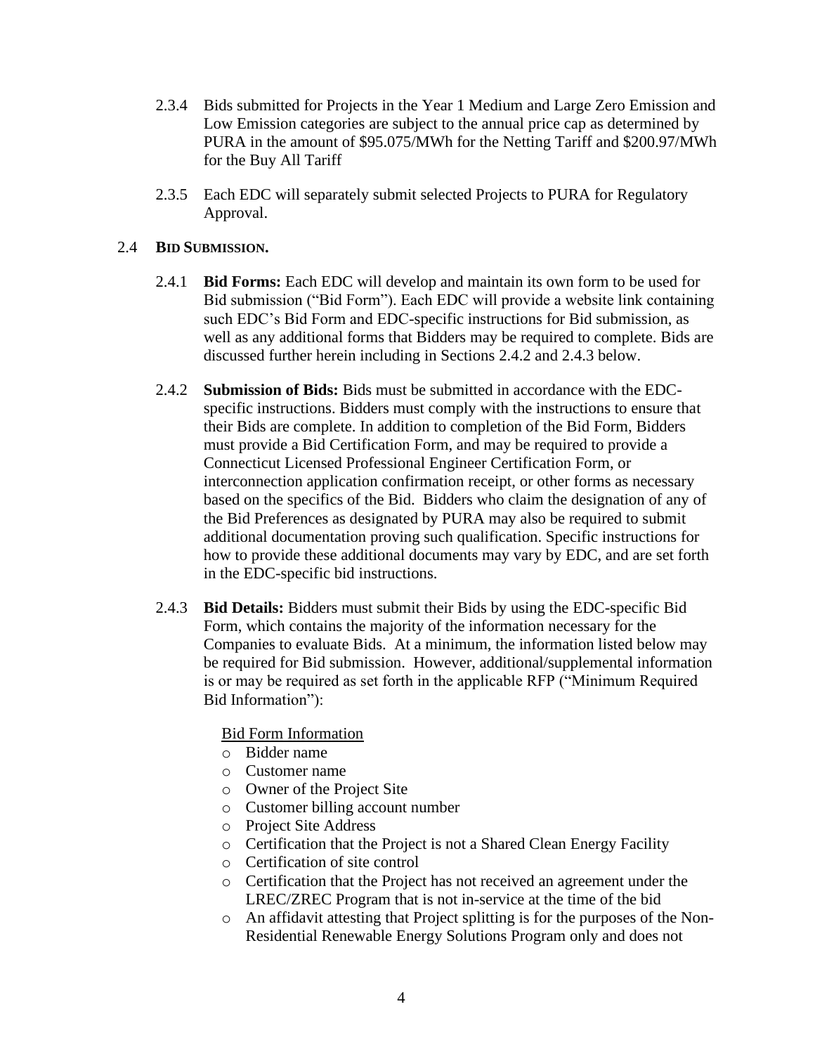2.3.4 Bids submitted for Projects in the Year 1 Medium and Large Zero Emission and Low Emission categories are subject to the annual price cap as determined by PURA in the amount of $95.075/MWh for the Netting Tariff and $200.97/MWh for the Buy All Tariff

2.3.5 Each EDC will separately submit selected Projects to PURA for Regulatory Approval.

### 2.4 BID SUBMISSION.

2.4.1 **Bid Forms:** Each EDC will develop and maintain its own form to be used for Bid submission ("Bid Form"). Each EDC will provide a website link containing such EDC's Bid Form and EDC-specific instructions for Bid submission, as well as any additional forms that Bidders may be required to complete. Bids are discussed further herein including in Sections 2.4.2 and 2.4.3 below.

2.4.2 **Submission of Bids:** Bids must be submitted in accordance with the EDC-specific instructions. Bidders must comply with the instructions to ensure that their Bids are complete. In addition to completion of the Bid Form, Bidders must provide a Bid Certification Form, and may be required to provide a Connecticut Licensed Professional Engineer Certification Form, or interconnection application confirmation receipt, or other forms as necessary based on the specifics of the Bid. Bidders who claim the designation of any of the Bid Preferences as designated by PURA may also be required to submit additional documentation proving such qualification. Specific instructions for how to provide these additional documents may vary by EDC, and are set forth in the EDC-specific bid instructions.

2.4.3 **Bid Details:** Bidders must submit their Bids by using the EDC-specific Bid Form, which contains the majority of the information necessary for the Companies to evaluate Bids. At a minimum, the information listed below may be required for Bid submission. However, additional/supplemental information is or may be required as set forth in the applicable RFP ("Minimum Required Bid Information"):

Bid Form Information

- Bidder name
- Customer name
- Owner of the Project Site
- Customer billing account number
- Project Site Address
- Certification that the Project is not a Shared Clean Energy Facility
- Certification of site control
- Certification that the Project has not received an agreement under the LREC/ZREC Program that is not in-service at the time of the bid
- An affidavit attesting that Project splitting is for the purposes of the Non-Residential Renewable Energy Solutions Program only and does not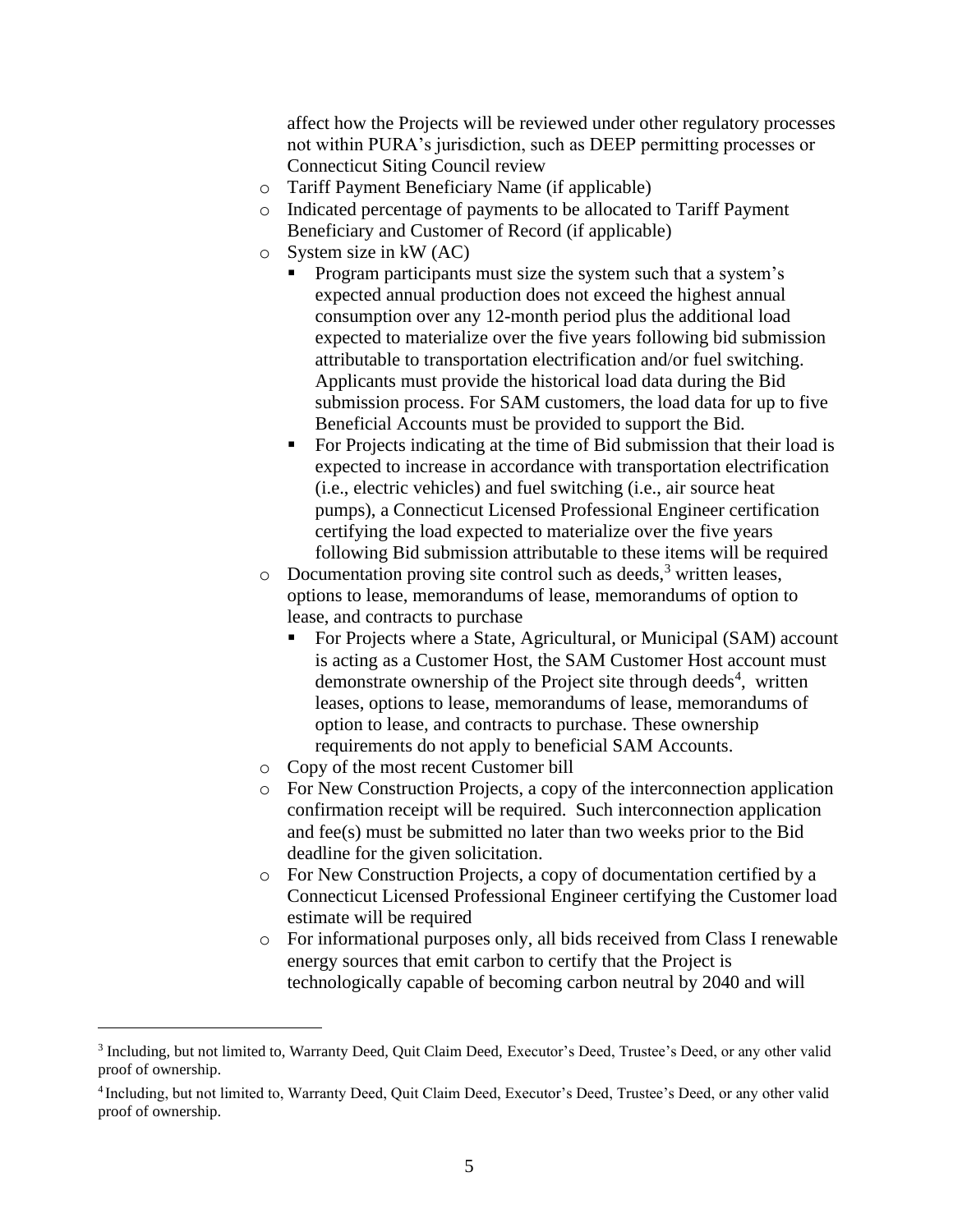affect how the Projects will be reviewed under other regulatory processes not within PURA's jurisdiction, such as DEEP permitting processes or Connecticut Siting Council review

- Tariff Payment Beneficiary Name (if applicable)
- Indicated percentage of payments to be allocated to Tariff Payment Beneficiary and Customer of Record (if applicable)
- System size in kW (AC)
  - Program participants must size the system such that a system's expected annual production does not exceed the highest annual consumption over any 12-month period plus the additional load expected to materialize over the five years following bid submission attributable to transportation electrification and/or fuel switching. Applicants must provide the historical load data during the Bid submission process. For SAM customers, the load data for up to five Beneficial Accounts must be provided to support the Bid.
  - For Projects indicating at the time of Bid submission that their load is expected to increase in accordance with transportation electrification (i.e., electric vehicles) and fuel switching (i.e., air source heat pumps), a Connecticut Licensed Professional Engineer certification certifying the load expected to materialize over the five years following Bid submission attributable to these items will be required
- Documentation proving site control such as deeds,[3] written leases, options to lease, memorandums of lease, memorandums of option to lease, and contracts to purchase
  - For Projects where a State, Agricultural, or Municipal (SAM) account is acting as a Customer Host, the SAM Customer Host account must demonstrate ownership of the Project site through deeds[4], written leases, options to lease, memorandums of lease, memorandums of option to lease, and contracts to purchase. These ownership requirements do not apply to beneficial SAM Accounts.
- Copy of the most recent Customer bill
- For New Construction Projects, a copy of the interconnection application confirmation receipt will be required. Such interconnection application and fee(s) must be submitted no later than two weeks prior to the Bid deadline for the given solicitation.
- For New Construction Projects, a copy of documentation certified by a Connecticut Licensed Professional Engineer certifying the Customer load estimate will be required
- For informational purposes only, all bids received from Class I renewable energy sources that emit carbon to certify that the Project is technologically capable of becoming carbon neutral by 2040 and will

---

[3] Including, but not limited to, Warranty Deed, Quit Claim Deed, Executor's Deed, Trustee's Deed, or any other valid proof of ownership.

[4] Including, but not limited to, Warranty Deed, Quit Claim Deed, Executor's Deed, Trustee's Deed, or any other valid proof of ownership.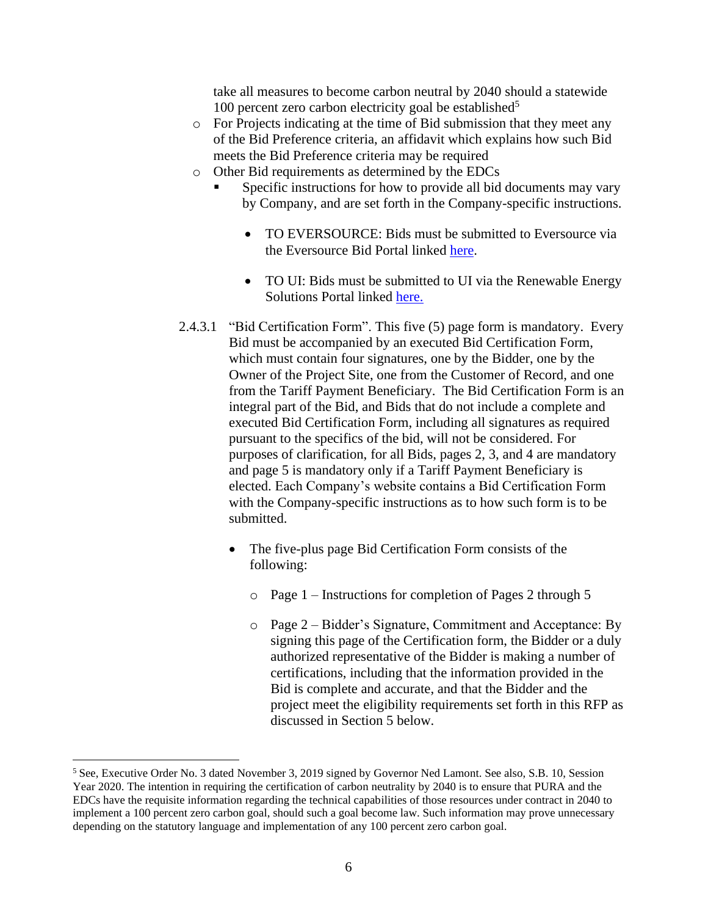take all measures to become carbon neutral by 2040 should a statewide 100 percent zero carbon electricity goal be established[5]

- For Projects indicating at the time of Bid submission that they meet any of the Bid Preference criteria, an affidavit which explains how such Bid meets the Bid Preference criteria may be required
- Other Bid requirements as determined by the EDCs
  - Specific instructions for how to provide all bid documents may vary by Company, and are set forth in the Company-specific instructions.
    - TO EVERSOURCE: Bids must be submitted to Eversource via the Eversource Bid Portal linked here.
    - TO UI: Bids must be submitted to UI via the Renewable Energy Solutions Portal linked here.

2.4.3.1 "Bid Certification Form". This five (5) page form is mandatory. Every Bid must be accompanied by an executed Bid Certification Form, which must contain four signatures, one by the Bidder, one by the Owner of the Project Site, one from the Customer of Record, and one from the Tariff Payment Beneficiary. The Bid Certification Form is an integral part of the Bid, and Bids that do not include a complete and executed Bid Certification Form, including all signatures as required pursuant to the specifics of the bid, will not be considered. For purposes of clarification, for all Bids, pages 2, 3, and 4 are mandatory and page 5 is mandatory only if a Tariff Payment Beneficiary is elected. Each Company's website contains a Bid Certification Form with the Company-specific instructions as to how such form is to be submitted.

- The five-plus page Bid Certification Form consists of the following:
  - Page 1 – Instructions for completion of Pages 2 through 5
  - Page 2 – Bidder's Signature, Commitment and Acceptance: By signing this page of the Certification form, the Bidder or a duly authorized representative of the Bidder is making a number of certifications, including that the information provided in the Bid is complete and accurate, and that the Bidder and the project meet the eligibility requirements set forth in this RFP as discussed in Section 5 below.

[5] See, Executive Order No. 3 dated November 3, 2019 signed by Governor Ned Lamont. See also, S.B. 10, Session Year 2020. The intention in requiring the certification of carbon neutrality by 2040 is to ensure that PURA and the EDCs have the requisite information regarding the technical capabilities of those resources under contract in 2040 to implement a 100 percent zero carbon goal, should such a goal become law. Such information may prove unnecessary depending on the statutory language and implementation of any 100 percent zero carbon goal.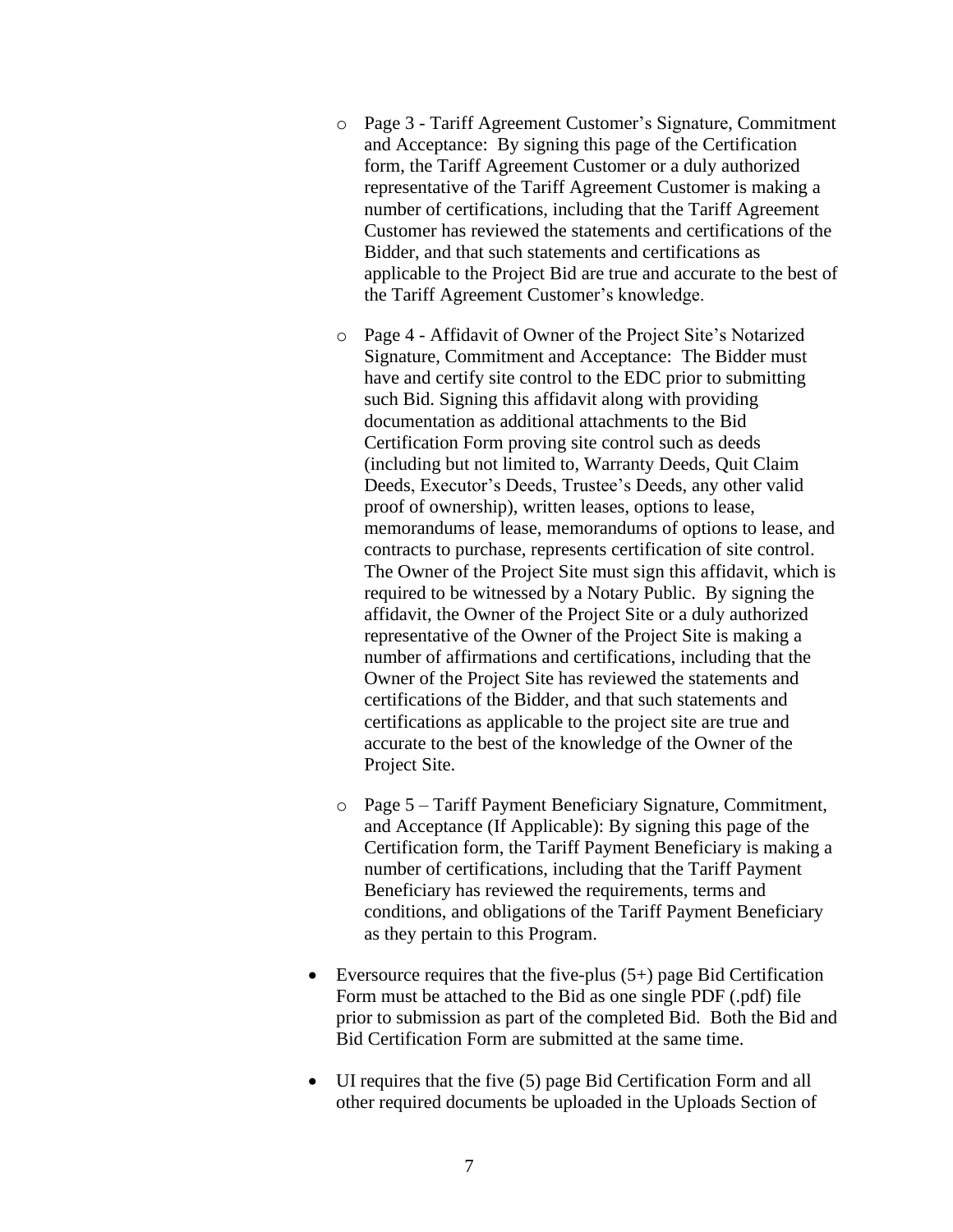- Page 3 - Tariff Agreement Customer's Signature, Commitment and Acceptance: By signing this page of the Certification form, the Tariff Agreement Customer or a duly authorized representative of the Tariff Agreement Customer is making a number of certifications, including that the Tariff Agreement Customer has reviewed the statements and certifications of the Bidder, and that such statements and certifications as applicable to the Project Bid are true and accurate to the best of the Tariff Agreement Customer's knowledge.

  - Page 4 - Affidavit of Owner of the Project Site's Notarized Signature, Commitment and Acceptance: The Bidder must have and certify site control to the EDC prior to submitting such Bid. Signing this affidavit along with providing documentation as additional attachments to the Bid Certification Form proving site control such as deeds (including but not limited to, Warranty Deeds, Quit Claim Deeds, Executor's Deeds, Trustee's Deeds, any other valid proof of ownership), written leases, options to lease, memorandums of lease, memorandums of options to lease, and contracts to purchase, represents certification of site control. The Owner of the Project Site must sign this affidavit, which is required to be witnessed by a Notary Public. By signing the affidavit, the Owner of the Project Site or a duly authorized representative of the Owner of the Project Site is making a number of affirmations and certifications, including that the Owner of the Project Site has reviewed the statements and certifications of the Bidder, and that such statements and certifications as applicable to the project site are true and accurate to the best of the knowledge of the Owner of the Project Site.

  - Page 5 – Tariff Payment Beneficiary Signature, Commitment, and Acceptance (If Applicable): By signing this page of the Certification form, the Tariff Payment Beneficiary is making a number of certifications, including that the Tariff Payment Beneficiary has reviewed the requirements, terms and conditions, and obligations of the Tariff Payment Beneficiary as they pertain to this Program.

- Eversource requires that the five-plus (5+) page Bid Certification Form must be attached to the Bid as one single PDF (.pdf) file prior to submission as part of the completed Bid. Both the Bid and Bid Certification Form are submitted at the same time.

- UI requires that the five (5) page Bid Certification Form and all other required documents be uploaded in the Uploads Section of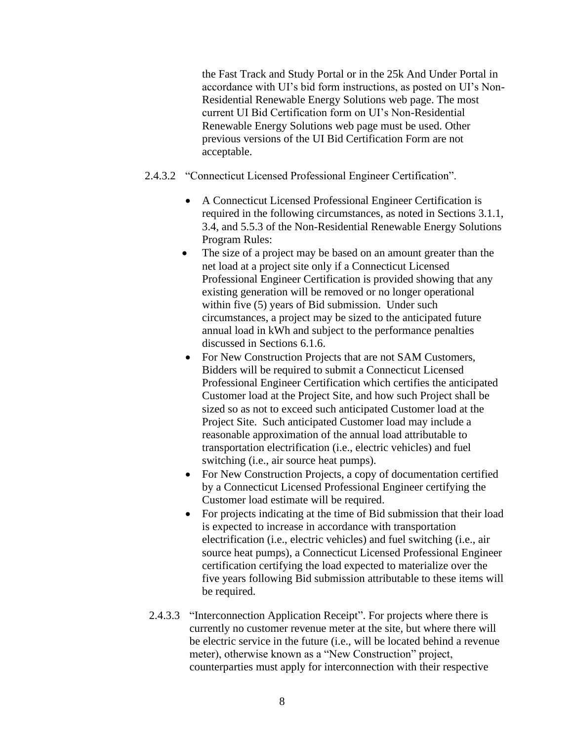the Fast Track and Study Portal or in the 25k And Under Portal in accordance with UI's bid form instructions, as posted on UI's Non-Residential Renewable Energy Solutions web page. The most current UI Bid Certification form on UI's Non-Residential Renewable Energy Solutions web page must be used. Other previous versions of the UI Bid Certification Form are not acceptable.

2.4.3.2 "Connecticut Licensed Professional Engineer Certification".

- A Connecticut Licensed Professional Engineer Certification is required in the following circumstances, as noted in Sections 3.1.1, 3.4, and 5.5.3 of the Non-Residential Renewable Energy Solutions Program Rules:
- The size of a project may be based on an amount greater than the net load at a project site only if a Connecticut Licensed Professional Engineer Certification is provided showing that any existing generation will be removed or no longer operational within five (5) years of Bid submission. Under such circumstances, a project may be sized to the anticipated future annual load in kWh and subject to the performance penalties discussed in Sections 6.1.6.
- For New Construction Projects that are not SAM Customers, Bidders will be required to submit a Connecticut Licensed Professional Engineer Certification which certifies the anticipated Customer load at the Project Site, and how such Project shall be sized so as not to exceed such anticipated Customer load at the Project Site. Such anticipated Customer load may include a reasonable approximation of the annual load attributable to transportation electrification (i.e., electric vehicles) and fuel switching (i.e., air source heat pumps).
- For New Construction Projects, a copy of documentation certified by a Connecticut Licensed Professional Engineer certifying the Customer load estimate will be required.
- For projects indicating at the time of Bid submission that their load is expected to increase in accordance with transportation electrification (i.e., electric vehicles) and fuel switching (i.e., air source heat pumps), a Connecticut Licensed Professional Engineer certification certifying the load expected to materialize over the five years following Bid submission attributable to these items will be required.

2.4.3.3 "Interconnection Application Receipt". For projects where there is currently no customer revenue meter at the site, but where there will be electric service in the future (i.e., will be located behind a revenue meter), otherwise known as a "New Construction" project, counterparties must apply for interconnection with their respective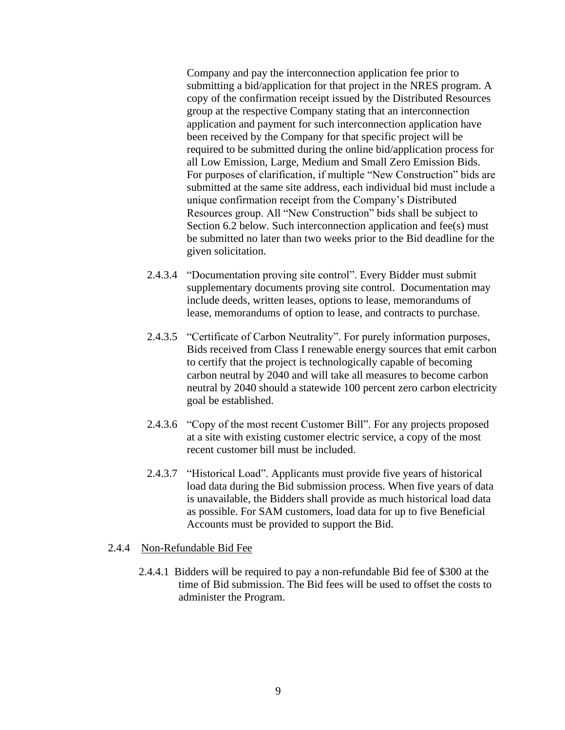Company and pay the interconnection application fee prior to submitting a bid/application for that project in the NRES program. A copy of the confirmation receipt issued by the Distributed Resources group at the respective Company stating that an interconnection application and payment for such interconnection application have been received by the Company for that specific project will be required to be submitted during the online bid/application process for all Low Emission, Large, Medium and Small Zero Emission Bids. For purposes of clarification, if multiple "New Construction" bids are submitted at the same site address, each individual bid must include a unique confirmation receipt from the Company's Distributed Resources group. All "New Construction" bids shall be subject to Section 6.2 below. Such interconnection application and fee(s) must be submitted no later than two weeks prior to the Bid deadline for the given solicitation.

2.4.3.4 "Documentation proving site control". Every Bidder must submit supplementary documents proving site control. Documentation may include deeds, written leases, options to lease, memorandums of lease, memorandums of option to lease, and contracts to purchase.

2.4.3.5 "Certificate of Carbon Neutrality". For purely information purposes, Bids received from Class I renewable energy sources that emit carbon to certify that the project is technologically capable of becoming carbon neutral by 2040 and will take all measures to become carbon neutral by 2040 should a statewide 100 percent zero carbon electricity goal be established.

2.4.3.6 "Copy of the most recent Customer Bill". For any projects proposed at a site with existing customer electric service, a copy of the most recent customer bill must be included.

2.4.3.7 "Historical Load". Applicants must provide five years of historical load data during the Bid submission process. When five years of data is unavailable, the Bidders shall provide as much historical load data as possible. For SAM customers, load data for up to five Beneficial Accounts must be provided to support the Bid.

2.4.4 Non-Refundable Bid Fee

2.4.4.1 Bidders will be required to pay a non-refundable Bid fee of $300 at the time of Bid submission. The Bid fees will be used to offset the costs to administer the Program.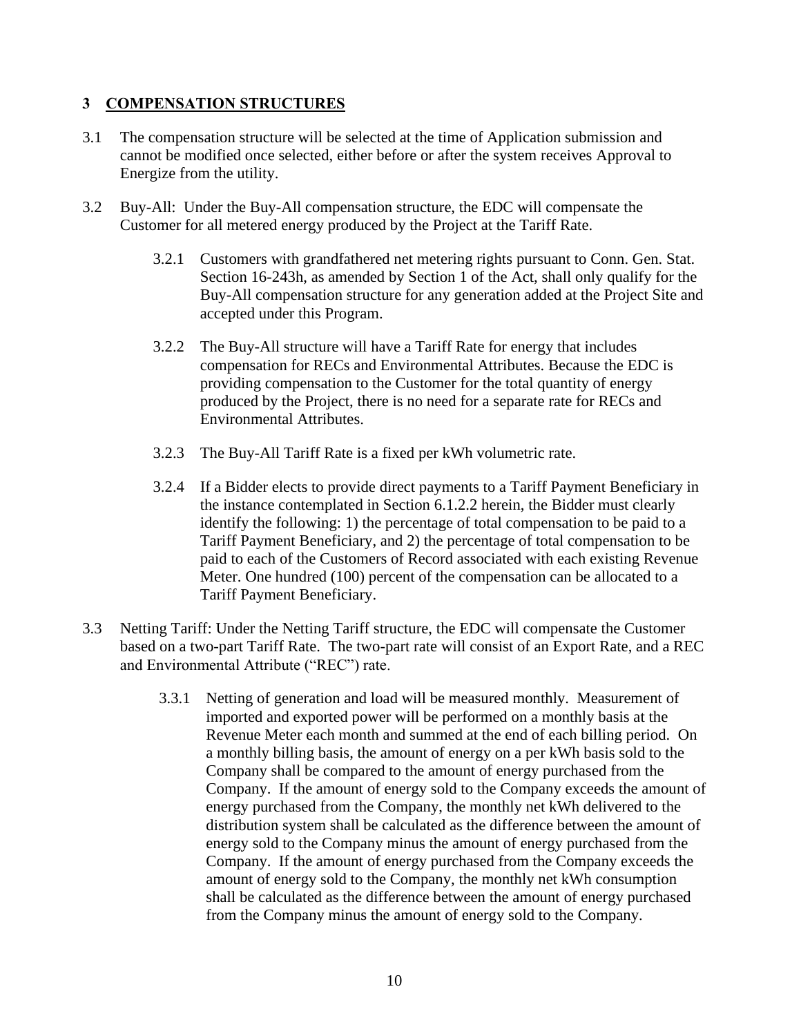## 3 COMPENSATION STRUCTURES

3.1 The compensation structure will be selected at the time of Application submission and cannot be modified once selected, either before or after the system receives Approval to Energize from the utility.

3.2 Buy-All: Under the Buy-All compensation structure, the EDC will compensate the Customer for all metered energy produced by the Project at the Tariff Rate.

> 3.2.1 Customers with grandfathered net metering rights pursuant to Conn. Gen. Stat. Section 16-243h, as amended by Section 1 of the Act, shall only qualify for the Buy-All compensation structure for any generation added at the Project Site and accepted under this Program.
>
> 3.2.2 The Buy-All structure will have a Tariff Rate for energy that includes compensation for RECs and Environmental Attributes. Because the EDC is providing compensation to the Customer for the total quantity of energy produced by the Project, there is no need for a separate rate for RECs and Environmental Attributes.
>
> 3.2.3 The Buy-All Tariff Rate is a fixed per kWh volumetric rate.
>
> 3.2.4 If a Bidder elects to provide direct payments to a Tariff Payment Beneficiary in the instance contemplated in Section 6.1.2.2 herein, the Bidder must clearly identify the following: 1) the percentage of total compensation to be paid to a Tariff Payment Beneficiary, and 2) the percentage of total compensation to be paid to each of the Customers of Record associated with each existing Revenue Meter. One hundred (100) percent of the compensation can be allocated to a Tariff Payment Beneficiary.

3.3 Netting Tariff: Under the Netting Tariff structure, the EDC will compensate the Customer based on a two-part Tariff Rate. The two-part rate will consist of an Export Rate, and a REC and Environmental Attribute ("REC") rate.

> 3.3.1 Netting of generation and load will be measured monthly. Measurement of imported and exported power will be performed on a monthly basis at the Revenue Meter each month and summed at the end of each billing period. On a monthly billing basis, the amount of energy on a per kWh basis sold to the Company shall be compared to the amount of energy purchased from the Company. If the amount of energy sold to the Company exceeds the amount of energy purchased from the Company, the monthly net kWh delivered to the distribution system shall be calculated as the difference between the amount of energy sold to the Company minus the amount of energy purchased from the Company. If the amount of energy purchased from the Company exceeds the amount of energy sold to the Company, the monthly net kWh consumption shall be calculated as the difference between the amount of energy purchased from the Company minus the amount of energy sold to the Company.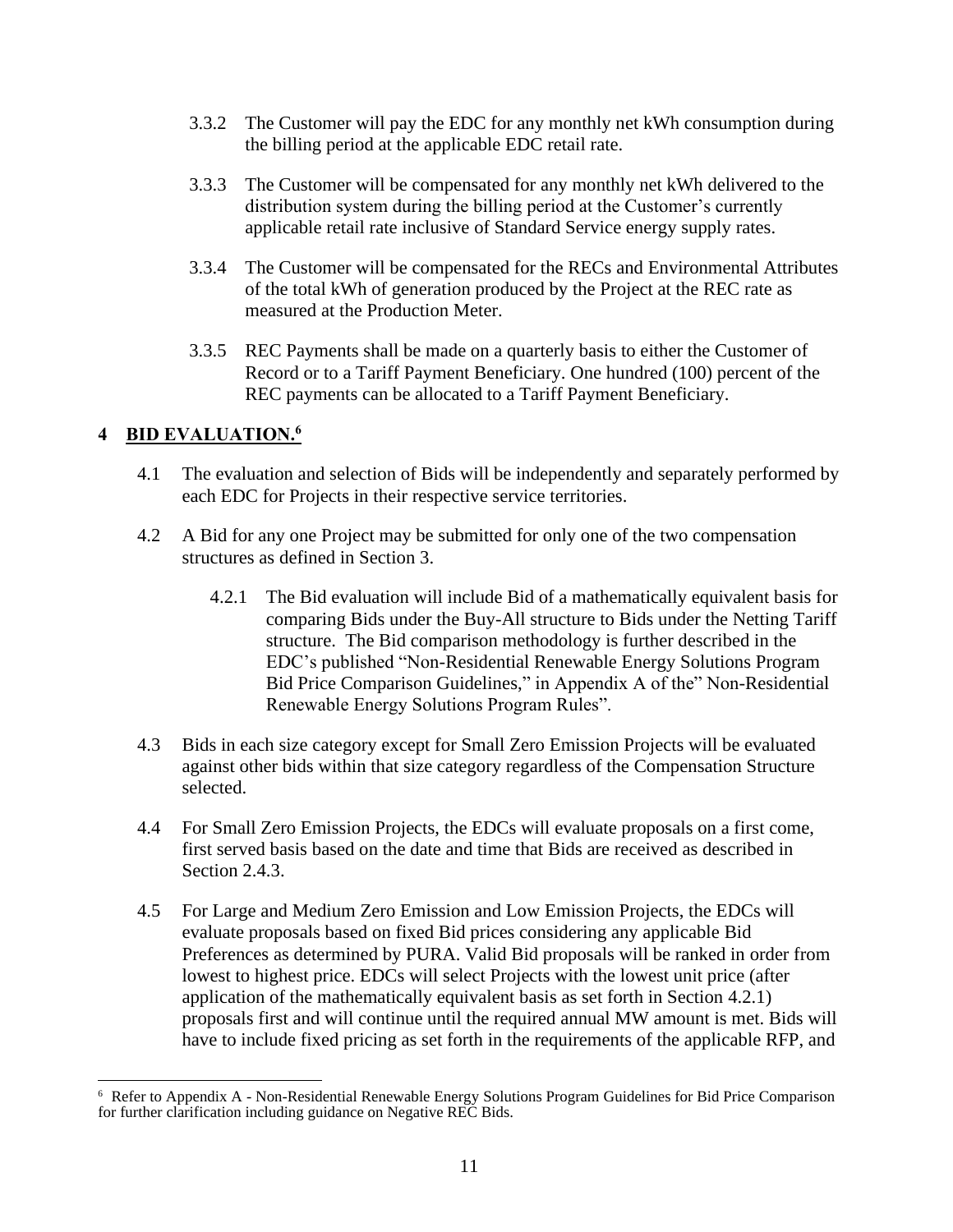3.3.2 The Customer will pay the EDC for any monthly net kWh consumption during the billing period at the applicable EDC retail rate.

3.3.3 The Customer will be compensated for any monthly net kWh delivered to the distribution system during the billing period at the Customer's currently applicable retail rate inclusive of Standard Service energy supply rates.

3.3.4 The Customer will be compensated for the RECs and Environmental Attributes of the total kWh of generation produced by the Project at the REC rate as measured at the Production Meter.

3.3.5 REC Payments shall be made on a quarterly basis to either the Customer of Record or to a Tariff Payment Beneficiary. One hundred (100) percent of the REC payments can be allocated to a Tariff Payment Beneficiary.

## 4 BID EVALUATION.[6]

4.1 The evaluation and selection of Bids will be independently and separately performed by each EDC for Projects in their respective service territories.

4.2 A Bid for any one Project may be submitted for only one of the two compensation structures as defined in Section 3.

4.2.1 The Bid evaluation will include Bid of a mathematically equivalent basis for comparing Bids under the Buy-All structure to Bids under the Netting Tariff structure. The Bid comparison methodology is further described in the EDC's published "Non-Residential Renewable Energy Solutions Program Bid Price Comparison Guidelines," in Appendix A of the" Non-Residential Renewable Energy Solutions Program Rules".

4.3 Bids in each size category except for Small Zero Emission Projects will be evaluated against other bids within that size category regardless of the Compensation Structure selected.

4.4 For Small Zero Emission Projects, the EDCs will evaluate proposals on a first come, first served basis based on the date and time that Bids are received as described in Section 2.4.3.

4.5 For Large and Medium Zero Emission and Low Emission Projects, the EDCs will evaluate proposals based on fixed Bid prices considering any applicable Bid Preferences as determined by PURA. Valid Bid proposals will be ranked in order from lowest to highest price. EDCs will select Projects with the lowest unit price (after application of the mathematically equivalent basis as set forth in Section 4.2.1) proposals first and will continue until the required annual MW amount is met. Bids will have to include fixed pricing as set forth in the requirements of the applicable RFP, and

---

[6] Refer to Appendix A - Non-Residential Renewable Energy Solutions Program Guidelines for Bid Price Comparison for further clarification including guidance on Negative REC Bids.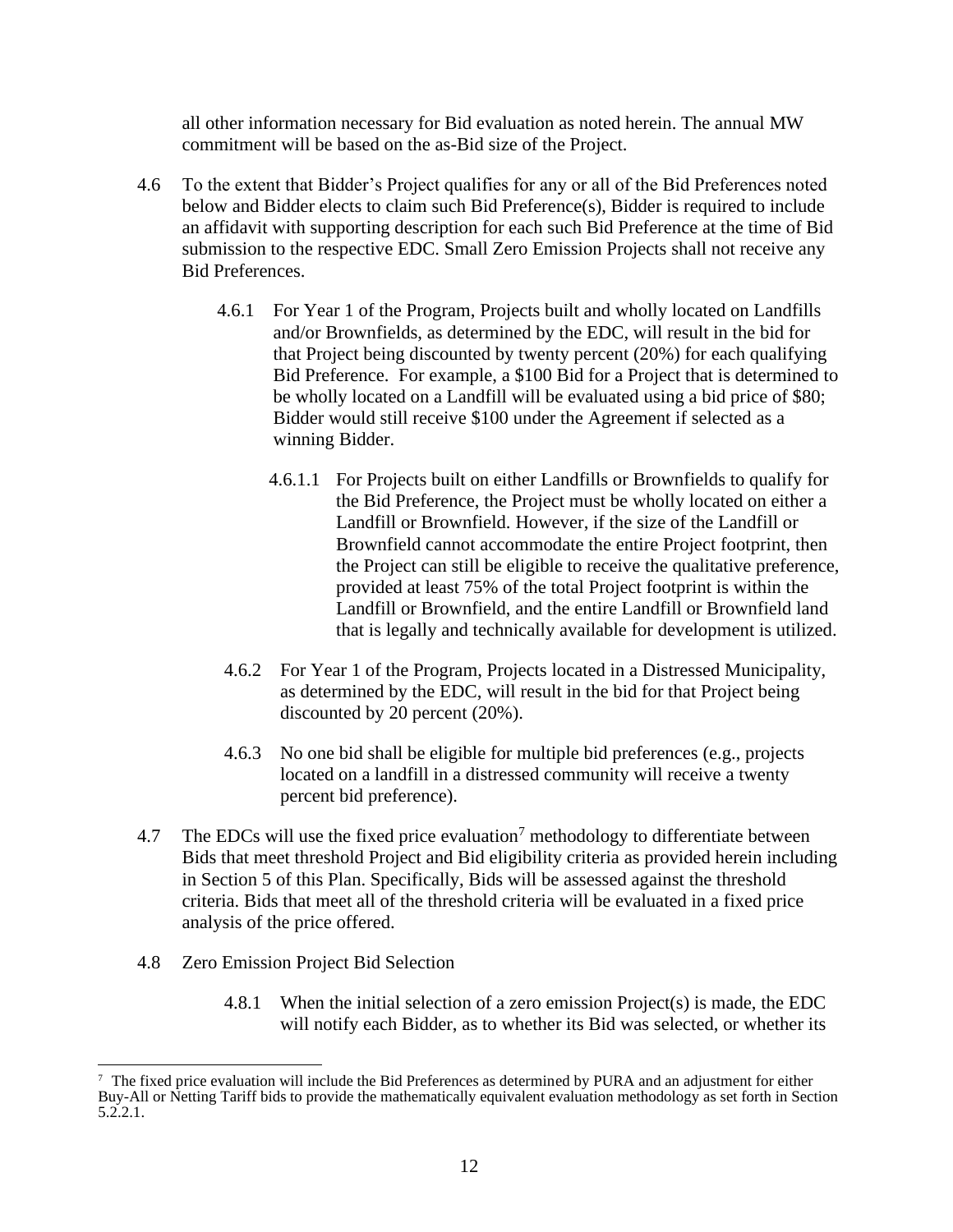all other information necessary for Bid evaluation as noted herein. The annual MW commitment will be based on the as-Bid size of the Project.

4.6 To the extent that Bidder's Project qualifies for any or all of the Bid Preferences noted below and Bidder elects to claim such Bid Preference(s), Bidder is required to include an affidavit with supporting description for each such Bid Preference at the time of Bid submission to the respective EDC. Small Zero Emission Projects shall not receive any Bid Preferences.

4.6.1 For Year 1 of the Program, Projects built and wholly located on Landfills and/or Brownfields, as determined by the EDC, will result in the bid for that Project being discounted by twenty percent (20%) for each qualifying Bid Preference. For example, a $100 Bid for a Project that is determined to be wholly located on a Landfill will be evaluated using a bid price of $80; Bidder would still receive $100 under the Agreement if selected as a winning Bidder.

4.6.1.1 For Projects built on either Landfills or Brownfields to qualify for the Bid Preference, the Project must be wholly located on either a Landfill or Brownfield. However, if the size of the Landfill or Brownfield cannot accommodate the entire Project footprint, then the Project can still be eligible to receive the qualitative preference, provided at least 75% of the total Project footprint is within the Landfill or Brownfield, and the entire Landfill or Brownfield land that is legally and technically available for development is utilized.

4.6.2 For Year 1 of the Program, Projects located in a Distressed Municipality, as determined by the EDC, will result in the bid for that Project being discounted by 20 percent (20%).

4.6.3 No one bid shall be eligible for multiple bid preferences (e.g., projects located on a landfill in a distressed community will receive a twenty percent bid preference).

4.7 The EDCs will use the fixed price evaluation[7] methodology to differentiate between Bids that meet threshold Project and Bid eligibility criteria as provided herein including in Section 5 of this Plan. Specifically, Bids will be assessed against the threshold criteria. Bids that meet all of the threshold criteria will be evaluated in a fixed price analysis of the price offered.

4.8 Zero Emission Project Bid Selection

4.8.1 When the initial selection of a zero emission Project(s) is made, the EDC will notify each Bidder, as to whether its Bid was selected, or whether its

[7] The fixed price evaluation will include the Bid Preferences as determined by PURA and an adjustment for either Buy-All or Netting Tariff bids to provide the mathematically equivalent evaluation methodology as set forth in Section 5.2.2.1.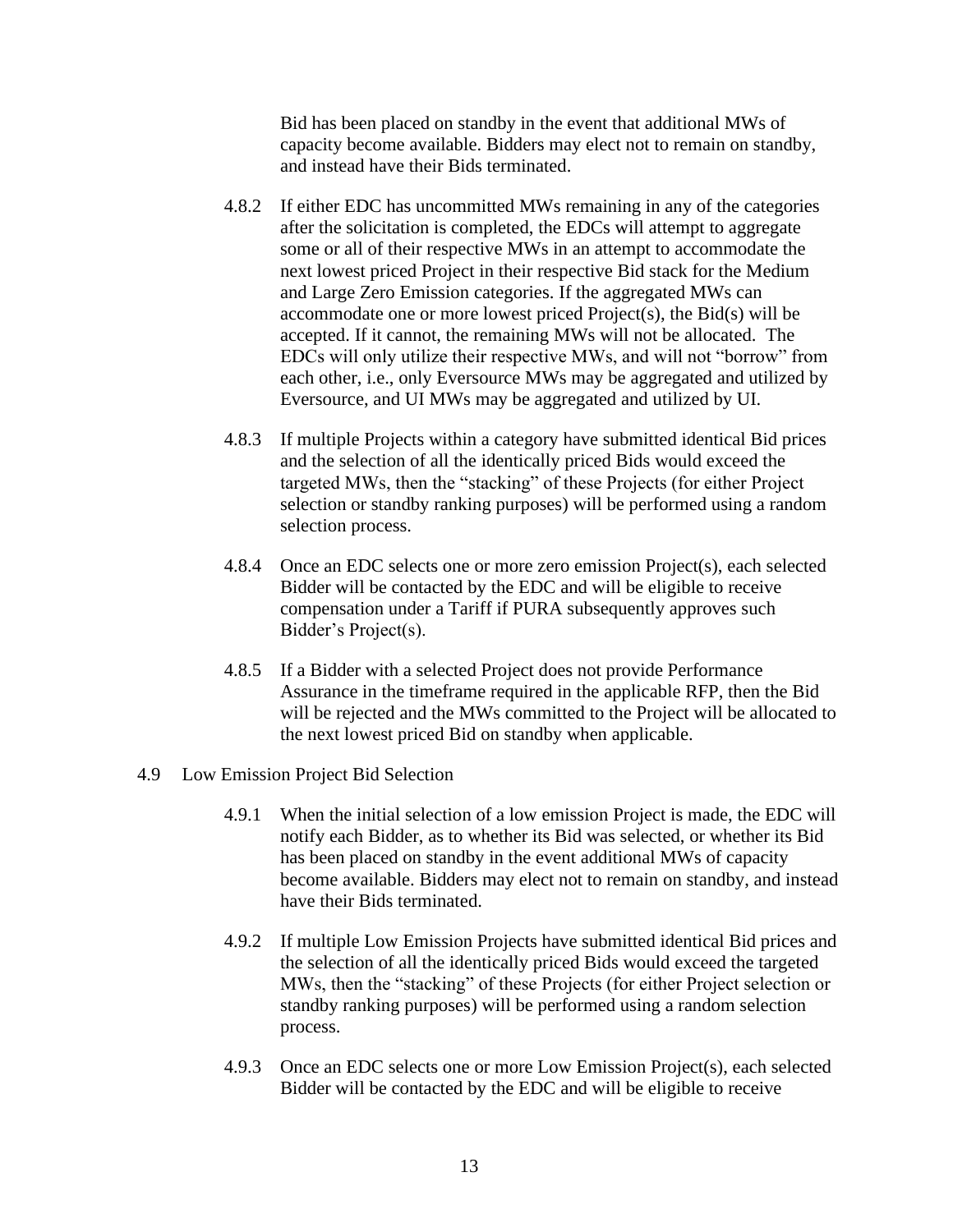Bid has been placed on standby in the event that additional MWs of capacity become available. Bidders may elect not to remain on standby, and instead have their Bids terminated.

4.8.2 If either EDC has uncommitted MWs remaining in any of the categories after the solicitation is completed, the EDCs will attempt to aggregate some or all of their respective MWs in an attempt to accommodate the next lowest priced Project in their respective Bid stack for the Medium and Large Zero Emission categories. If the aggregated MWs can accommodate one or more lowest priced Project(s), the Bid(s) will be accepted. If it cannot, the remaining MWs will not be allocated. The EDCs will only utilize their respective MWs, and will not "borrow" from each other, i.e., only Eversource MWs may be aggregated and utilized by Eversource, and UI MWs may be aggregated and utilized by UI.

4.8.3 If multiple Projects within a category have submitted identical Bid prices and the selection of all the identically priced Bids would exceed the targeted MWs, then the "stacking" of these Projects (for either Project selection or standby ranking purposes) will be performed using a random selection process.

4.8.4 Once an EDC selects one or more zero emission Project(s), each selected Bidder will be contacted by the EDC and will be eligible to receive compensation under a Tariff if PURA subsequently approves such Bidder's Project(s).

4.8.5 If a Bidder with a selected Project does not provide Performance Assurance in the timeframe required in the applicable RFP, then the Bid will be rejected and the MWs committed to the Project will be allocated to the next lowest priced Bid on standby when applicable.

4.9 Low Emission Project Bid Selection

4.9.1 When the initial selection of a low emission Project is made, the EDC will notify each Bidder, as to whether its Bid was selected, or whether its Bid has been placed on standby in the event additional MWs of capacity become available. Bidders may elect not to remain on standby, and instead have their Bids terminated.

4.9.2 If multiple Low Emission Projects have submitted identical Bid prices and the selection of all the identically priced Bids would exceed the targeted MWs, then the "stacking" of these Projects (for either Project selection or standby ranking purposes) will be performed using a random selection process.

4.9.3 Once an EDC selects one or more Low Emission Project(s), each selected Bidder will be contacted by the EDC and will be eligible to receive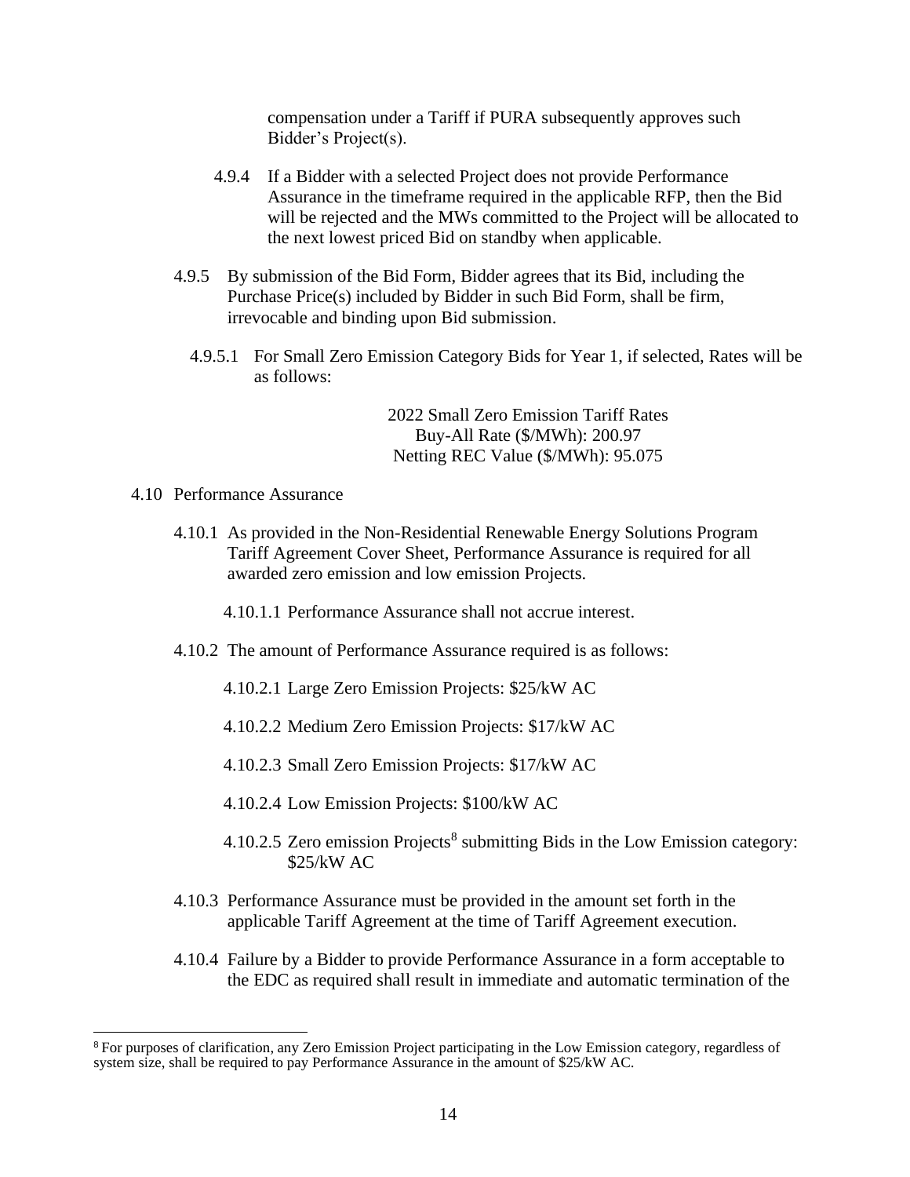compensation under a Tariff if PURA subsequently approves such Bidder's Project(s).

4.9.4 If a Bidder with a selected Project does not provide Performance Assurance in the timeframe required in the applicable RFP, then the Bid will be rejected and the MWs committed to the Project will be allocated to the next lowest priced Bid on standby when applicable.

4.9.5 By submission of the Bid Form, Bidder agrees that its Bid, including the Purchase Price(s) included by Bidder in such Bid Form, shall be firm, irrevocable and binding upon Bid submission.

4.9.5.1 For Small Zero Emission Category Bids for Year 1, if selected, Rates will be as follows:

2022 Small Zero Emission Tariff Rates
Buy-All Rate ($/MWh): 200.97
Netting REC Value ($/MWh): 95.075

4.10 Performance Assurance

4.10.1 As provided in the Non-Residential Renewable Energy Solutions Program Tariff Agreement Cover Sheet, Performance Assurance is required for all awarded zero emission and low emission Projects.

4.10.1.1 Performance Assurance shall not accrue interest.

4.10.2 The amount of Performance Assurance required is as follows:

4.10.2.1 Large Zero Emission Projects: $25/kW AC

4.10.2.2 Medium Zero Emission Projects: $17/kW AC

4.10.2.3 Small Zero Emission Projects: $17/kW AC

4.10.2.4 Low Emission Projects: $100/kW AC

4.10.2.5 Zero emission Projects[8] submitting Bids in the Low Emission category: $25/kW AC

4.10.3 Performance Assurance must be provided in the amount set forth in the applicable Tariff Agreement at the time of Tariff Agreement execution.

4.10.4 Failure by a Bidder to provide Performance Assurance in a form acceptable to the EDC as required shall result in immediate and automatic termination of the

[8] For purposes of clarification, any Zero Emission Project participating in the Low Emission category, regardless of system size, shall be required to pay Performance Assurance in the amount of $25/kW AC.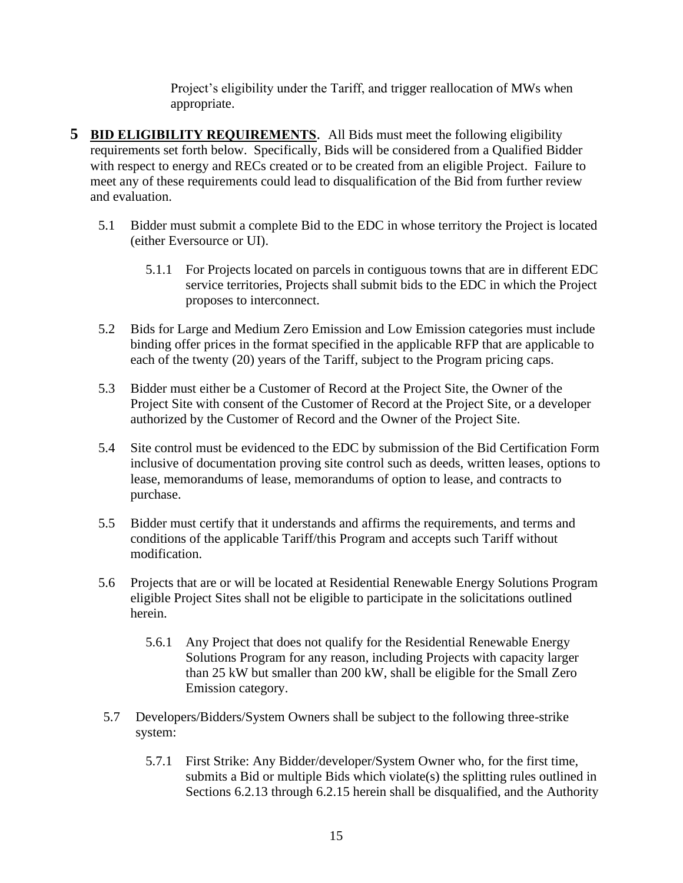Project's eligibility under the Tariff, and trigger reallocation of MWs when appropriate.

## 5 BID ELIGIBILITY REQUIREMENTS

**BID ELIGIBILITY REQUIREMENTS**. All Bids must meet the following eligibility requirements set forth below. Specifically, Bids will be considered from a Qualified Bidder with respect to energy and RECs created or to be created from an eligible Project. Failure to meet any of these requirements could lead to disqualification of the Bid from further review and evaluation.

5.1 Bidder must submit a complete Bid to the EDC in whose territory the Project is located (either Eversource or UI).

5.1.1 For Projects located on parcels in contiguous towns that are in different EDC service territories, Projects shall submit bids to the EDC in which the Project proposes to interconnect.

5.2 Bids for Large and Medium Zero Emission and Low Emission categories must include binding offer prices in the format specified in the applicable RFP that are applicable to each of the twenty (20) years of the Tariff, subject to the Program pricing caps.

5.3 Bidder must either be a Customer of Record at the Project Site, the Owner of the Project Site with consent of the Customer of Record at the Project Site, or a developer authorized by the Customer of Record and the Owner of the Project Site.

5.4 Site control must be evidenced to the EDC by submission of the Bid Certification Form inclusive of documentation proving site control such as deeds, written leases, options to lease, memorandums of lease, memorandums of option to lease, and contracts to purchase.

5.5 Bidder must certify that it understands and affirms the requirements, and terms and conditions of the applicable Tariff/this Program and accepts such Tariff without modification.

5.6 Projects that are or will be located at Residential Renewable Energy Solutions Program eligible Project Sites shall not be eligible to participate in the solicitations outlined herein.

5.6.1 Any Project that does not qualify for the Residential Renewable Energy Solutions Program for any reason, including Projects with capacity larger than 25 kW but smaller than 200 kW, shall be eligible for the Small Zero Emission category.

5.7 Developers/Bidders/System Owners shall be subject to the following three-strike system:

5.7.1 First Strike: Any Bidder/developer/System Owner who, for the first time, submits a Bid or multiple Bids which violate(s) the splitting rules outlined in Sections 6.2.13 through 6.2.15 herein shall be disqualified, and the Authority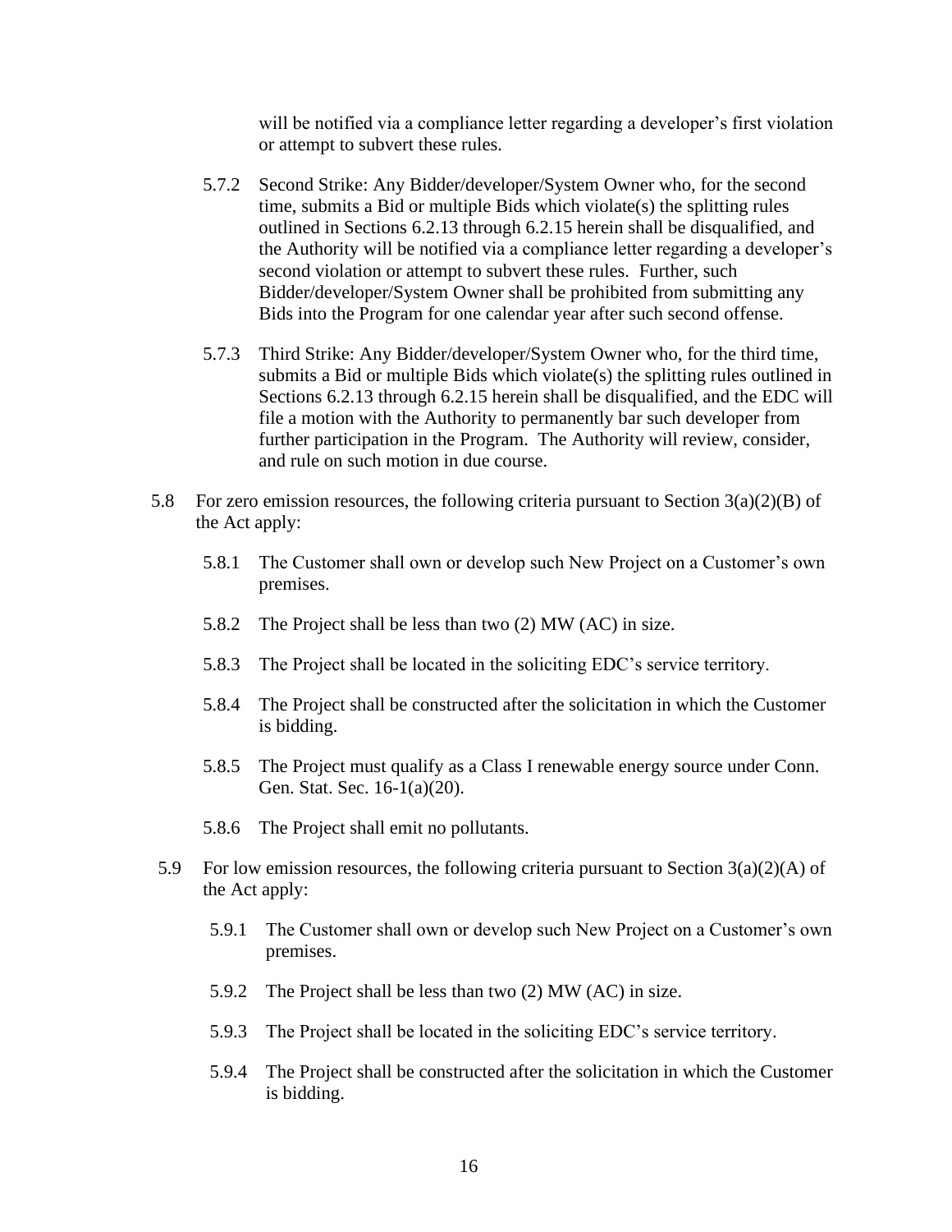will be notified via a compliance letter regarding a developer's first violation or attempt to subvert these rules.

5.7.2 Second Strike: Any Bidder/developer/System Owner who, for the second time, submits a Bid or multiple Bids which violate(s) the splitting rules outlined in Sections 6.2.13 through 6.2.15 herein shall be disqualified, and the Authority will be notified via a compliance letter regarding a developer's second violation or attempt to subvert these rules. Further, such Bidder/developer/System Owner shall be prohibited from submitting any Bids into the Program for one calendar year after such second offense.

5.7.3 Third Strike: Any Bidder/developer/System Owner who, for the third time, submits a Bid or multiple Bids which violate(s) the splitting rules outlined in Sections 6.2.13 through 6.2.15 herein shall be disqualified, and the EDC will file a motion with the Authority to permanently bar such developer from further participation in the Program. The Authority will review, consider, and rule on such motion in due course.

5.8 For zero emission resources, the following criteria pursuant to Section 3(a)(2)(B) of the Act apply:

5.8.1 The Customer shall own or develop such New Project on a Customer's own premises.

5.8.2 The Project shall be less than two (2) MW (AC) in size.

5.8.3 The Project shall be located in the soliciting EDC's service territory.

5.8.4 The Project shall be constructed after the solicitation in which the Customer is bidding.

5.8.5 The Project must qualify as a Class I renewable energy source under Conn. Gen. Stat. Sec. 16-1(a)(20).

5.8.6 The Project shall emit no pollutants.

5.9 For low emission resources, the following criteria pursuant to Section 3(a)(2)(A) of the Act apply:

5.9.1 The Customer shall own or develop such New Project on a Customer's own premises.

5.9.2 The Project shall be less than two (2) MW (AC) in size.

5.9.3 The Project shall be located in the soliciting EDC's service territory.

5.9.4 The Project shall be constructed after the solicitation in which the Customer is bidding.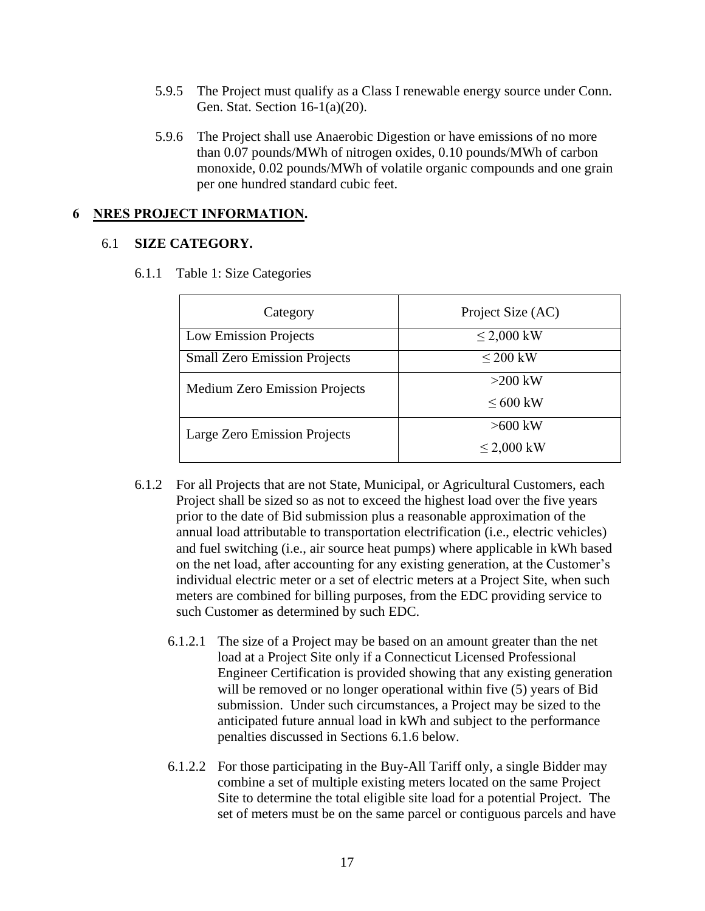5.9.5 The Project must qualify as a Class I renewable energy source under Conn. Gen. Stat. Section 16-1(a)(20).

5.9.6 The Project shall use Anaerobic Digestion or have emissions of no more than 0.07 pounds/MWh of nitrogen oxides, 0.10 pounds/MWh of carbon monoxide, 0.02 pounds/MWh of volatile organic compounds and one grain per one hundred standard cubic feet.

## 6 NRES PROJECT INFORMATION.

### 6.1 SIZE CATEGORY.

6.1.1 Table 1: Size Categories

| Category | Project Size (AC) |
|---|---|
| Low Emission Projects | ≤ 2,000 kW |
| Small Zero Emission Projects | ≤ 200 kW |
| Medium Zero Emission Projects | >200 kW<br>≤ 600 kW |
| Large Zero Emission Projects | >600 kW<br>≤ 2,000 kW |

6.1.2 For all Projects that are not State, Municipal, or Agricultural Customers, each Project shall be sized so as not to exceed the highest load over the five years prior to the date of Bid submission plus a reasonable approximation of the annual load attributable to transportation electrification (i.e., electric vehicles) and fuel switching (i.e., air source heat pumps) where applicable in kWh based on the net load, after accounting for any existing generation, at the Customer's individual electric meter or a set of electric meters at a Project Site, when such meters are combined for billing purposes, from the EDC providing service to such Customer as determined by such EDC.

6.1.2.1 The size of a Project may be based on an amount greater than the net load at a Project Site only if a Connecticut Licensed Professional Engineer Certification is provided showing that any existing generation will be removed or no longer operational within five (5) years of Bid submission. Under such circumstances, a Project may be sized to the anticipated future annual load in kWh and subject to the performance penalties discussed in Sections 6.1.6 below.

6.1.2.2 For those participating in the Buy-All Tariff only, a single Bidder may combine a set of multiple existing meters located on the same Project Site to determine the total eligible site load for a potential Project. The set of meters must be on the same parcel or contiguous parcels and have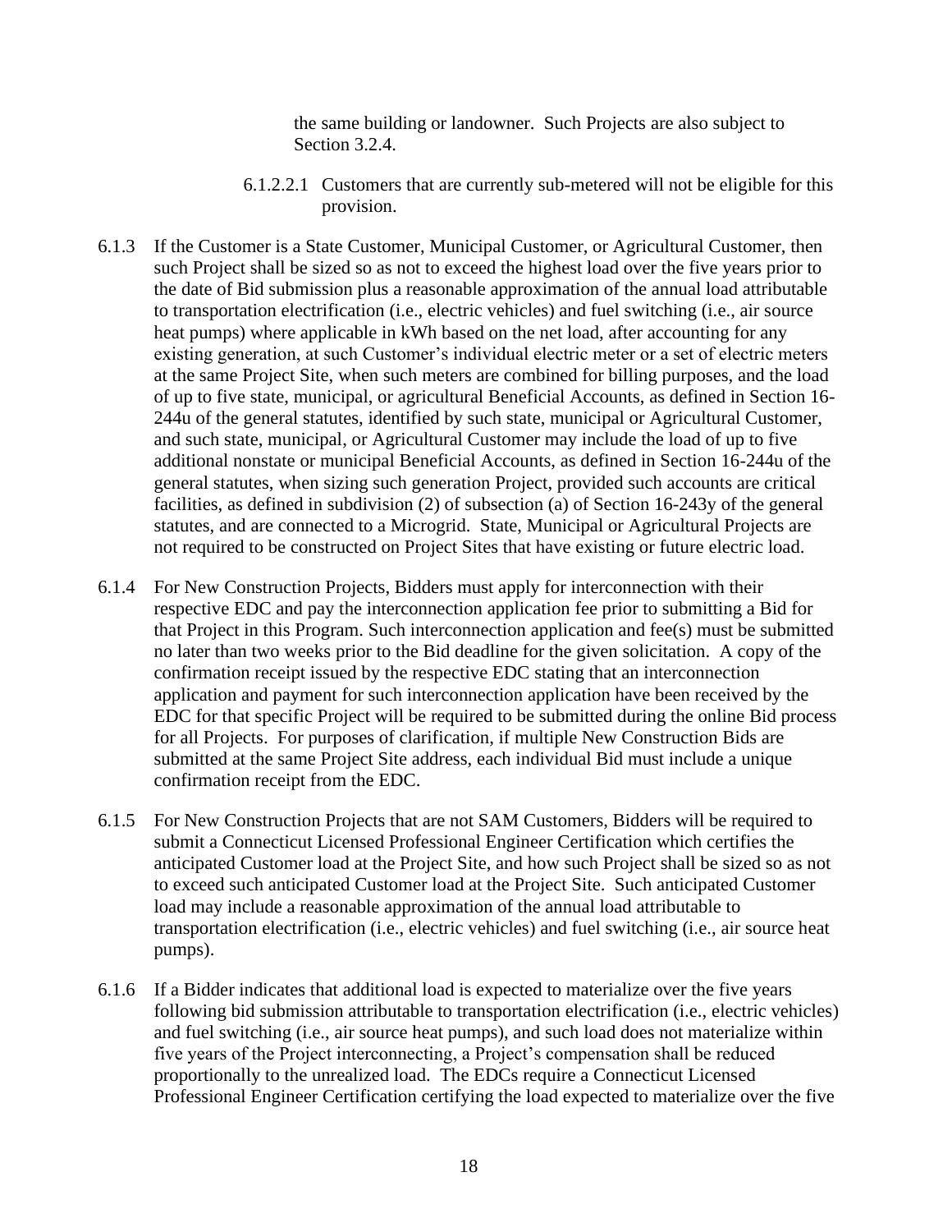the same building or landowner. Such Projects are also subject to Section 3.2.4.

6.1.2.2.1 Customers that are currently sub-metered will not be eligible for this provision.

6.1.3 If the Customer is a State Customer, Municipal Customer, or Agricultural Customer, then such Project shall be sized so as not to exceed the highest load over the five years prior to the date of Bid submission plus a reasonable approximation of the annual load attributable to transportation electrification (i.e., electric vehicles) and fuel switching (i.e., air source heat pumps) where applicable in kWh based on the net load, after accounting for any existing generation, at such Customer's individual electric meter or a set of electric meters at the same Project Site, when such meters are combined for billing purposes, and the load of up to five state, municipal, or agricultural Beneficial Accounts, as defined in Section 16-244u of the general statutes, identified by such state, municipal or Agricultural Customer, and such state, municipal, or Agricultural Customer may include the load of up to five additional nonstate or municipal Beneficial Accounts, as defined in Section 16-244u of the general statutes, when sizing such generation Project, provided such accounts are critical facilities, as defined in subdivision (2) of subsection (a) of Section 16-243y of the general statutes, and are connected to a Microgrid. State, Municipal or Agricultural Projects are not required to be constructed on Project Sites that have existing or future electric load.

6.1.4 For New Construction Projects, Bidders must apply for interconnection with their respective EDC and pay the interconnection application fee prior to submitting a Bid for that Project in this Program. Such interconnection application and fee(s) must be submitted no later than two weeks prior to the Bid deadline for the given solicitation. A copy of the confirmation receipt issued by the respective EDC stating that an interconnection application and payment for such interconnection application have been received by the EDC for that specific Project will be required to be submitted during the online Bid process for all Projects. For purposes of clarification, if multiple New Construction Bids are submitted at the same Project Site address, each individual Bid must include a unique confirmation receipt from the EDC.

6.1.5 For New Construction Projects that are not SAM Customers, Bidders will be required to submit a Connecticut Licensed Professional Engineer Certification which certifies the anticipated Customer load at the Project Site, and how such Project shall be sized so as not to exceed such anticipated Customer load at the Project Site. Such anticipated Customer load may include a reasonable approximation of the annual load attributable to transportation electrification (i.e., electric vehicles) and fuel switching (i.e., air source heat pumps).

6.1.6 If a Bidder indicates that additional load is expected to materialize over the five years following bid submission attributable to transportation electrification (i.e., electric vehicles) and fuel switching (i.e., air source heat pumps), and such load does not materialize within five years of the Project interconnecting, a Project's compensation shall be reduced proportionally to the unrealized load. The EDCs require a Connecticut Licensed Professional Engineer Certification certifying the load expected to materialize over the five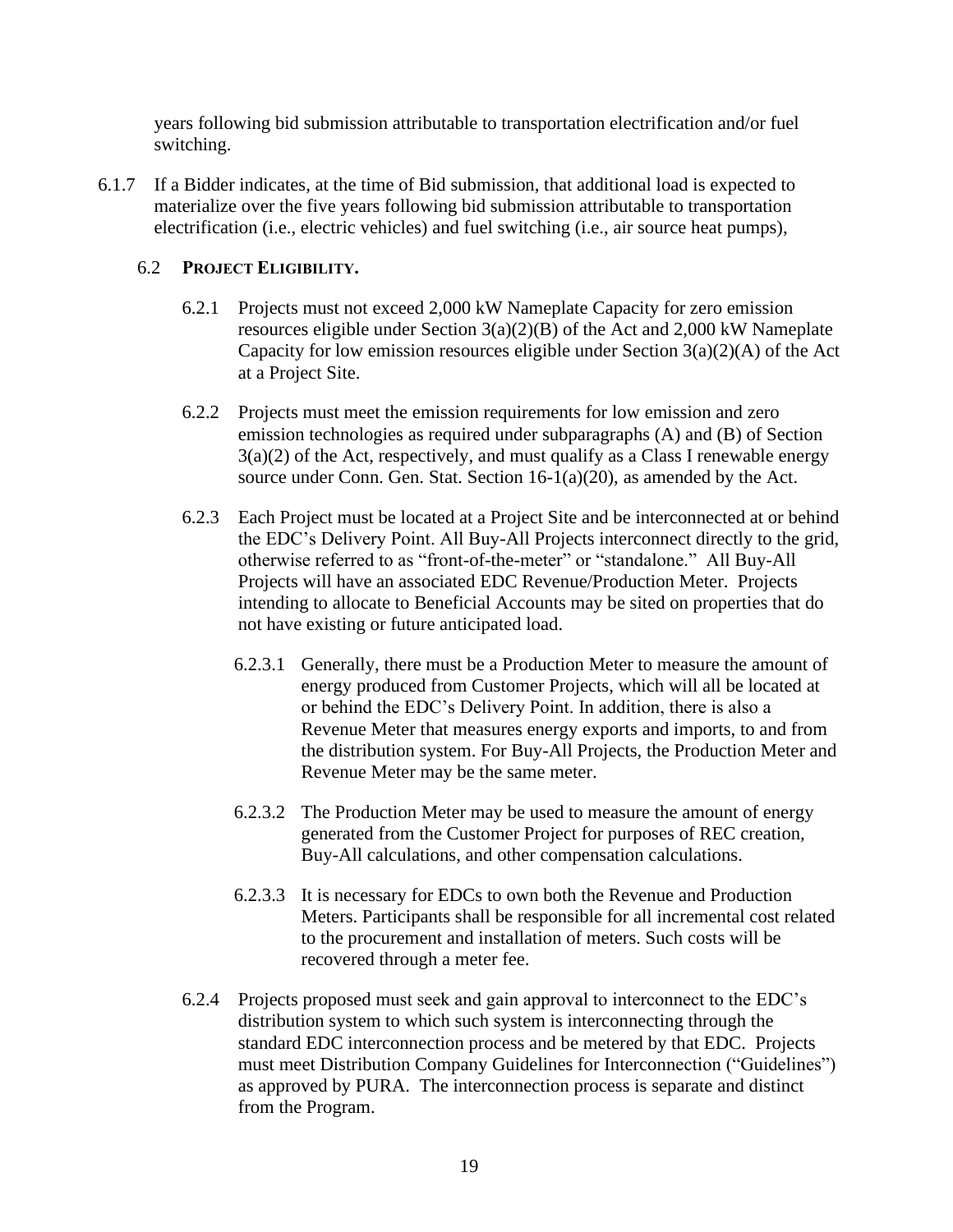years following bid submission attributable to transportation electrification and/or fuel switching.

6.1.7 If a Bidder indicates, at the time of Bid submission, that additional load is expected to materialize over the five years following bid submission attributable to transportation electrification (i.e., electric vehicles) and fuel switching (i.e., air source heat pumps),

### 6.2 PROJECT ELIGIBILITY.

6.2.1 Projects must not exceed 2,000 kW Nameplate Capacity for zero emission resources eligible under Section 3(a)(2)(B) of the Act and 2,000 kW Nameplate Capacity for low emission resources eligible under Section 3(a)(2)(A) of the Act at a Project Site.

6.2.2 Projects must meet the emission requirements for low emission and zero emission technologies as required under subparagraphs (A) and (B) of Section 3(a)(2) of the Act, respectively, and must qualify as a Class I renewable energy source under Conn. Gen. Stat. Section 16-1(a)(20), as amended by the Act.

6.2.3 Each Project must be located at a Project Site and be interconnected at or behind the EDC's Delivery Point. All Buy-All Projects interconnect directly to the grid, otherwise referred to as "front-of-the-meter" or "standalone." All Buy-All Projects will have an associated EDC Revenue/Production Meter. Projects intending to allocate to Beneficial Accounts may be sited on properties that do not have existing or future anticipated load.

6.2.3.1 Generally, there must be a Production Meter to measure the amount of energy produced from Customer Projects, which will all be located at or behind the EDC's Delivery Point. In addition, there is also a Revenue Meter that measures energy exports and imports, to and from the distribution system. For Buy-All Projects, the Production Meter and Revenue Meter may be the same meter.

6.2.3.2 The Production Meter may be used to measure the amount of energy generated from the Customer Project for purposes of REC creation, Buy-All calculations, and other compensation calculations.

6.2.3.3 It is necessary for EDCs to own both the Revenue and Production Meters. Participants shall be responsible for all incremental cost related to the procurement and installation of meters. Such costs will be recovered through a meter fee.

6.2.4 Projects proposed must seek and gain approval to interconnect to the EDC's distribution system to which such system is interconnecting through the standard EDC interconnection process and be metered by that EDC. Projects must meet Distribution Company Guidelines for Interconnection ("Guidelines") as approved by PURA. The interconnection process is separate and distinct from the Program.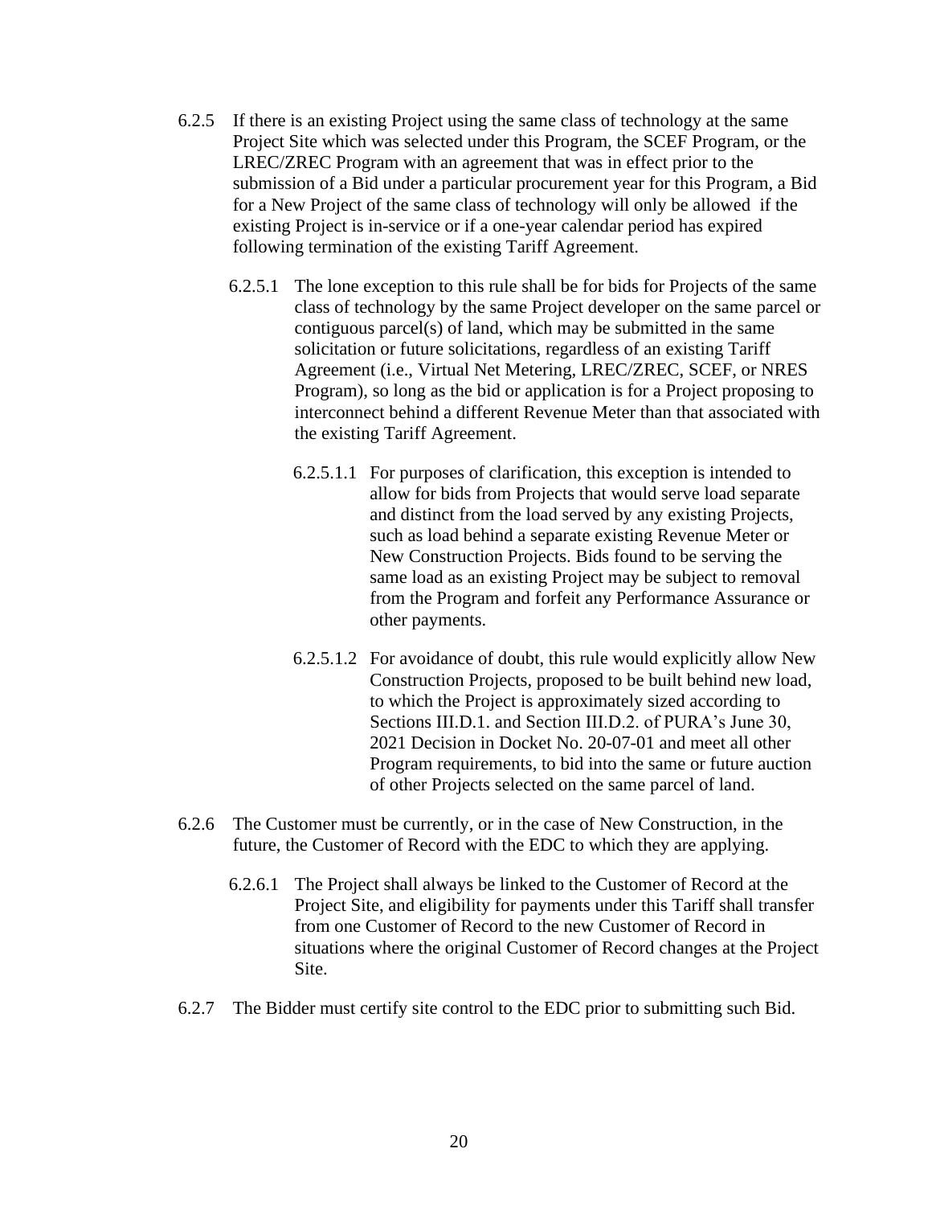6.2.5 If there is an existing Project using the same class of technology at the same Project Site which was selected under this Program, the SCEF Program, or the LREC/ZREC Program with an agreement that was in effect prior to the submission of a Bid under a particular procurement year for this Program, a Bid for a New Project of the same class of technology will only be allowed if the existing Project is in-service or if a one-year calendar period has expired following termination of the existing Tariff Agreement.

6.2.5.1 The lone exception to this rule shall be for bids for Projects of the same class of technology by the same Project developer on the same parcel or contiguous parcel(s) of land, which may be submitted in the same solicitation or future solicitations, regardless of an existing Tariff Agreement (i.e., Virtual Net Metering, LREC/ZREC, SCEF, or NRES Program), so long as the bid or application is for a Project proposing to interconnect behind a different Revenue Meter than that associated with the existing Tariff Agreement.

6.2.5.1.1 For purposes of clarification, this exception is intended to allow for bids from Projects that would serve load separate and distinct from the load served by any existing Projects, such as load behind a separate existing Revenue Meter or New Construction Projects. Bids found to be serving the same load as an existing Project may be subject to removal from the Program and forfeit any Performance Assurance or other payments.

6.2.5.1.2 For avoidance of doubt, this rule would explicitly allow New Construction Projects, proposed to be built behind new load, to which the Project is approximately sized according to Sections III.D.1. and Section III.D.2. of PURA's June 30, 2021 Decision in Docket No. 20-07-01 and meet all other Program requirements, to bid into the same or future auction of other Projects selected on the same parcel of land.

6.2.6 The Customer must be currently, or in the case of New Construction, in the future, the Customer of Record with the EDC to which they are applying.

6.2.6.1 The Project shall always be linked to the Customer of Record at the Project Site, and eligibility for payments under this Tariff shall transfer from one Customer of Record to the new Customer of Record in situations where the original Customer of Record changes at the Project Site.

6.2.7 The Bidder must certify site control to the EDC prior to submitting such Bid.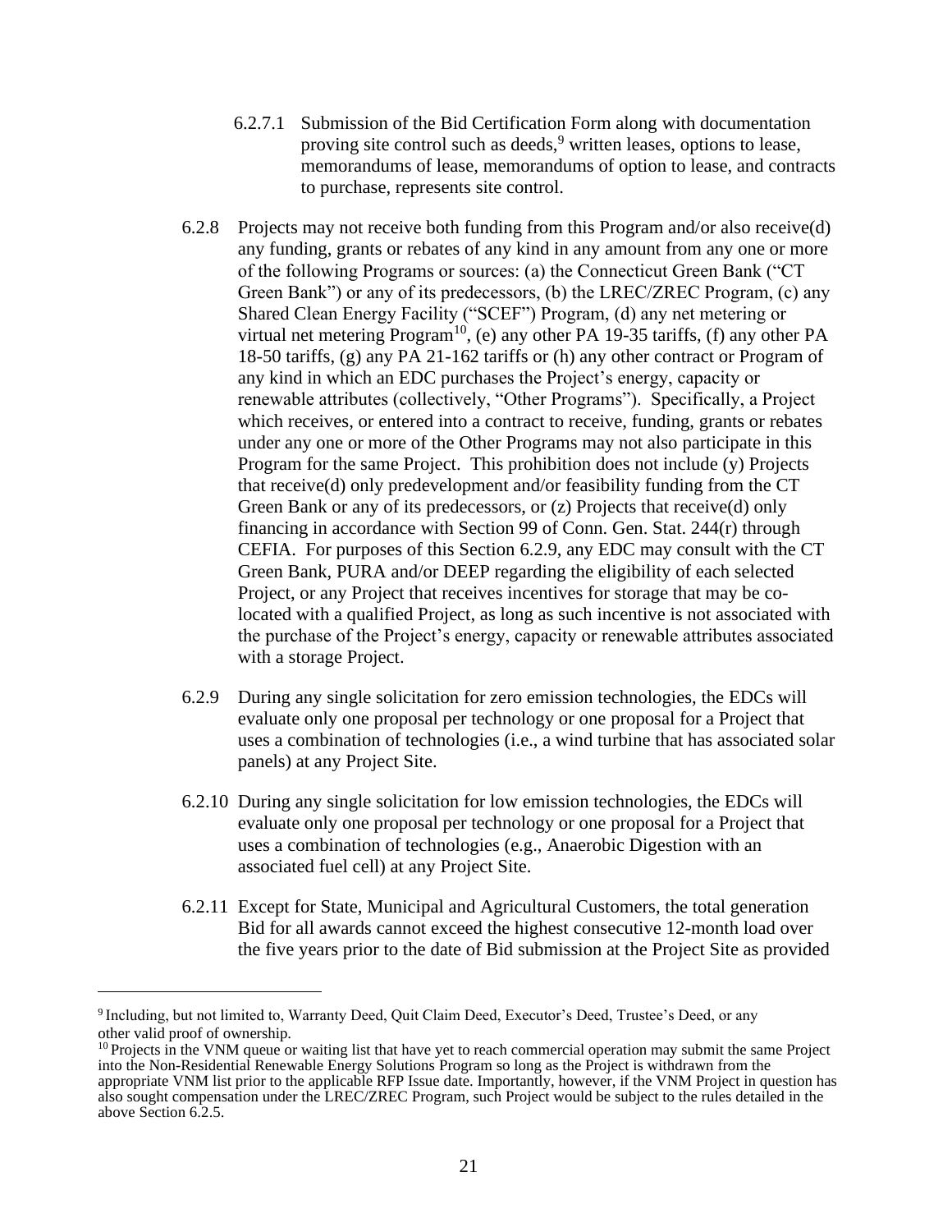6.2.7.1 Submission of the Bid Certification Form along with documentation proving site control such as deeds,[9] written leases, options to lease, memorandums of lease, memorandums of option to lease, and contracts to purchase, represents site control.

6.2.8 Projects may not receive both funding from this Program and/or also receive(d) any funding, grants or rebates of any kind in any amount from any one or more of the following Programs or sources: (a) the Connecticut Green Bank ("CT Green Bank") or any of its predecessors, (b) the LREC/ZREC Program, (c) any Shared Clean Energy Facility ("SCEF") Program, (d) any net metering or virtual net metering Program[10], (e) any other PA 19-35 tariffs, (f) any other PA 18-50 tariffs, (g) any PA 21-162 tariffs or (h) any other contract or Program of any kind in which an EDC purchases the Project's energy, capacity or renewable attributes (collectively, "Other Programs"). Specifically, a Project which receives, or entered into a contract to receive, funding, grants or rebates under any one or more of the Other Programs may not also participate in this Program for the same Project. This prohibition does not include (y) Projects that receive(d) only predevelopment and/or feasibility funding from the CT Green Bank or any of its predecessors, or (z) Projects that receive(d) only financing in accordance with Section 99 of Conn. Gen. Stat. 244(r) through CEFIA. For purposes of this Section 6.2.9, any EDC may consult with the CT Green Bank, PURA and/or DEEP regarding the eligibility of each selected Project, or any Project that receives incentives for storage that may be co-located with a qualified Project, as long as such incentive is not associated with the purchase of the Project's energy, capacity or renewable attributes associated with a storage Project.

6.2.9 During any single solicitation for zero emission technologies, the EDCs will evaluate only one proposal per technology or one proposal for a Project that uses a combination of technologies (i.e., a wind turbine that has associated solar panels) at any Project Site.

6.2.10 During any single solicitation for low emission technologies, the EDCs will evaluate only one proposal per technology or one proposal for a Project that uses a combination of technologies (e.g., Anaerobic Digestion with an associated fuel cell) at any Project Site.

6.2.11 Except for State, Municipal and Agricultural Customers, the total generation Bid for all awards cannot exceed the highest consecutive 12-month load over the five years prior to the date of Bid submission at the Project Site as provided

---

[9] Including, but not limited to, Warranty Deed, Quit Claim Deed, Executor's Deed, Trustee's Deed, or any other valid proof of ownership.

[10] Projects in the VNM queue or waiting list that have yet to reach commercial operation may submit the same Project into the Non-Residential Renewable Energy Solutions Program so long as the Project is withdrawn from the appropriate VNM list prior to the applicable RFP Issue date. Importantly, however, if the VNM Project in question has also sought compensation under the LREC/ZREC Program, such Project would be subject to the rules detailed in the above Section 6.2.5.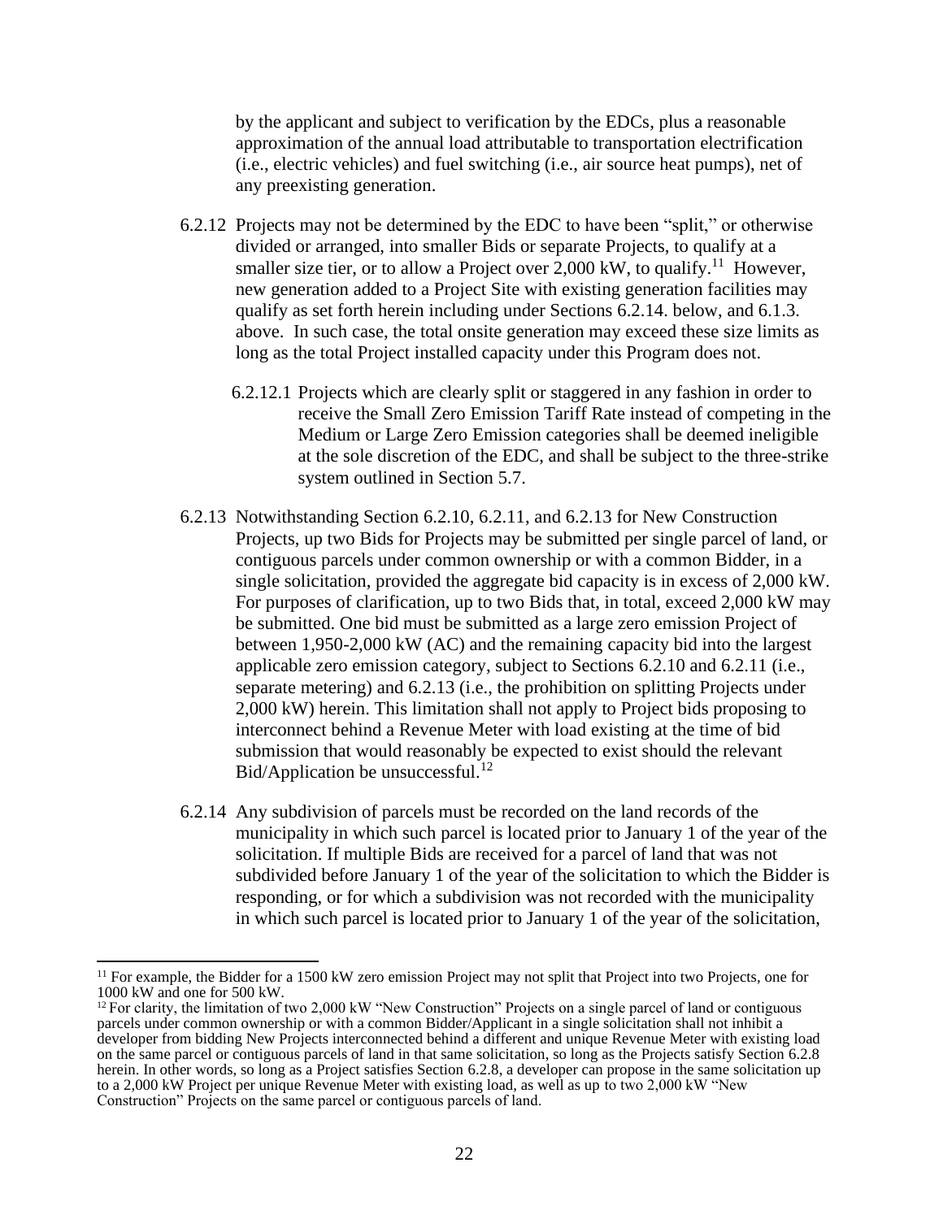by the applicant and subject to verification by the EDCs, plus a reasonable approximation of the annual load attributable to transportation electrification (i.e., electric vehicles) and fuel switching (i.e., air source heat pumps), net of any preexisting generation.

6.2.12 Projects may not be determined by the EDC to have been "split," or otherwise divided or arranged, into smaller Bids or separate Projects, to qualify at a smaller size tier, or to allow a Project over 2,000 kW, to qualify.[11] However, new generation added to a Project Site with existing generation facilities may qualify as set forth herein including under Sections 6.2.14. below, and 6.1.3. above. In such case, the total onsite generation may exceed these size limits as long as the total Project installed capacity under this Program does not.

6.2.12.1 Projects which are clearly split or staggered in any fashion in order to receive the Small Zero Emission Tariff Rate instead of competing in the Medium or Large Zero Emission categories shall be deemed ineligible at the sole discretion of the EDC, and shall be subject to the three-strike system outlined in Section 5.7.

6.2.13 Notwithstanding Section 6.2.10, 6.2.11, and 6.2.13 for New Construction Projects, up two Bids for Projects may be submitted per single parcel of land, or contiguous parcels under common ownership or with a common Bidder, in a single solicitation, provided the aggregate bid capacity is in excess of 2,000 kW. For purposes of clarification, up to two Bids that, in total, exceed 2,000 kW may be submitted. One bid must be submitted as a large zero emission Project of between 1,950-2,000 kW (AC) and the remaining capacity bid into the largest applicable zero emission category, subject to Sections 6.2.10 and 6.2.11 (i.e., separate metering) and 6.2.13 (i.e., the prohibition on splitting Projects under 2,000 kW) herein. This limitation shall not apply to Project bids proposing to interconnect behind a Revenue Meter with load existing at the time of bid submission that would reasonably be expected to exist should the relevant Bid/Application be unsuccessful.[12]

6.2.14 Any subdivision of parcels must be recorded on the land records of the municipality in which such parcel is located prior to January 1 of the year of the solicitation. If multiple Bids are received for a parcel of land that was not subdivided before January 1 of the year of the solicitation to which the Bidder is responding, or for which a subdivision was not recorded with the municipality in which such parcel is located prior to January 1 of the year of the solicitation,

---

[11] For example, the Bidder for a 1500 kW zero emission Project may not split that Project into two Projects, one for 1000 kW and one for 500 kW.

[12] For clarity, the limitation of two 2,000 kW "New Construction" Projects on a single parcel of land or contiguous parcels under common ownership or with a common Bidder/Applicant in a single solicitation shall not inhibit a developer from bidding New Projects interconnected behind a different and unique Revenue Meter with existing load on the same parcel or contiguous parcels of land in that same solicitation, so long as the Projects satisfy Section 6.2.8 herein. In other words, so long as a Project satisfies Section 6.2.8, a developer can propose in the same solicitation up to a 2,000 kW Project per unique Revenue Meter with existing load, as well as up to two 2,000 kW "New Construction" Projects on the same parcel or contiguous parcels of land.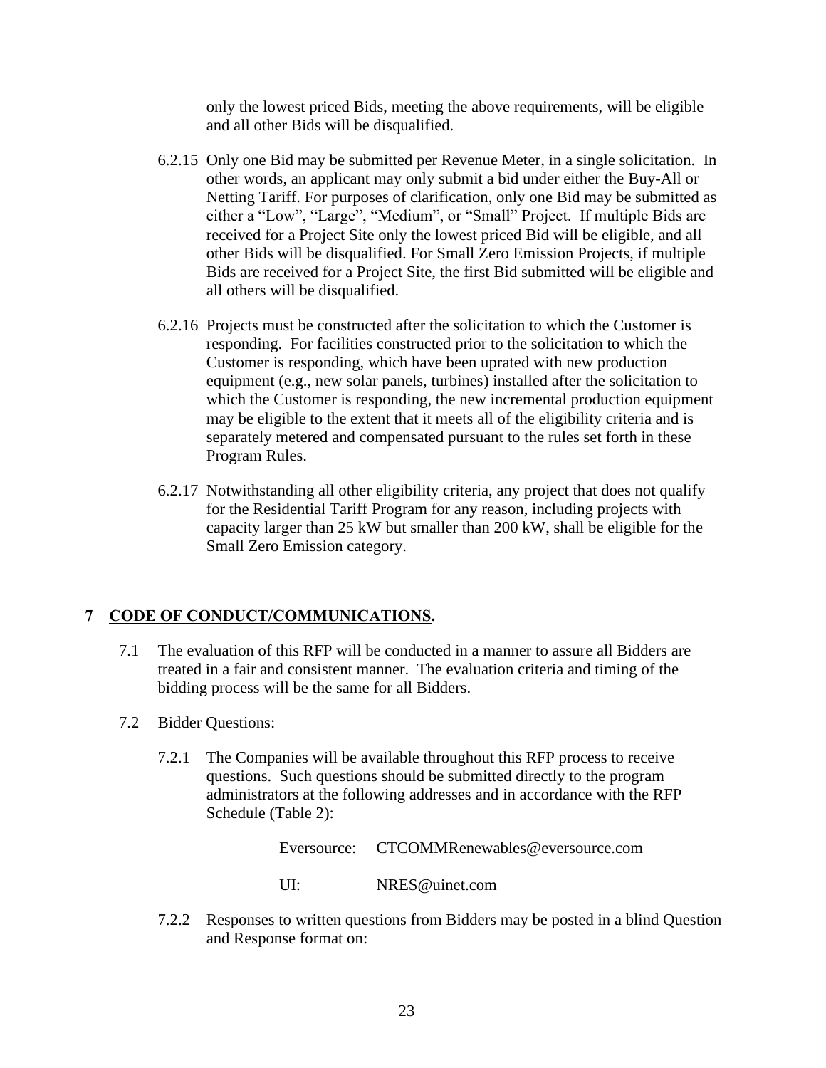only the lowest priced Bids, meeting the above requirements, will be eligible and all other Bids will be disqualified.

6.2.15 Only one Bid may be submitted per Revenue Meter, in a single solicitation. In other words, an applicant may only submit a bid under either the Buy-All or Netting Tariff. For purposes of clarification, only one Bid may be submitted as either a "Low", "Large", "Medium", or "Small" Project. If multiple Bids are received for a Project Site only the lowest priced Bid will be eligible, and all other Bids will be disqualified. For Small Zero Emission Projects, if multiple Bids are received for a Project Site, the first Bid submitted will be eligible and all others will be disqualified.

6.2.16 Projects must be constructed after the solicitation to which the Customer is responding. For facilities constructed prior to the solicitation to which the Customer is responding, which have been uprated with new production equipment (e.g., new solar panels, turbines) installed after the solicitation to which the Customer is responding, the new incremental production equipment may be eligible to the extent that it meets all of the eligibility criteria and is separately metered and compensated pursuant to the rules set forth in these Program Rules.

6.2.17 Notwithstanding all other eligibility criteria, any project that does not qualify for the Residential Tariff Program for any reason, including projects with capacity larger than 25 kW but smaller than 200 kW, shall be eligible for the Small Zero Emission category.

# 7 CODE OF CONDUCT/COMMUNICATIONS.

7.1 The evaluation of this RFP will be conducted in a manner to assure all Bidders are treated in a fair and consistent manner. The evaluation criteria and timing of the bidding process will be the same for all Bidders.

7.2 Bidder Questions:

7.2.1 The Companies will be available throughout this RFP process to receive questions. Such questions should be submitted directly to the program administrators at the following addresses and in accordance with the RFP Schedule (Table 2):

Eversource: CTCOMMRenewables@eversource.com

UI: NRES@uinet.com

7.2.2 Responses to written questions from Bidders may be posted in a blind Question and Response format on: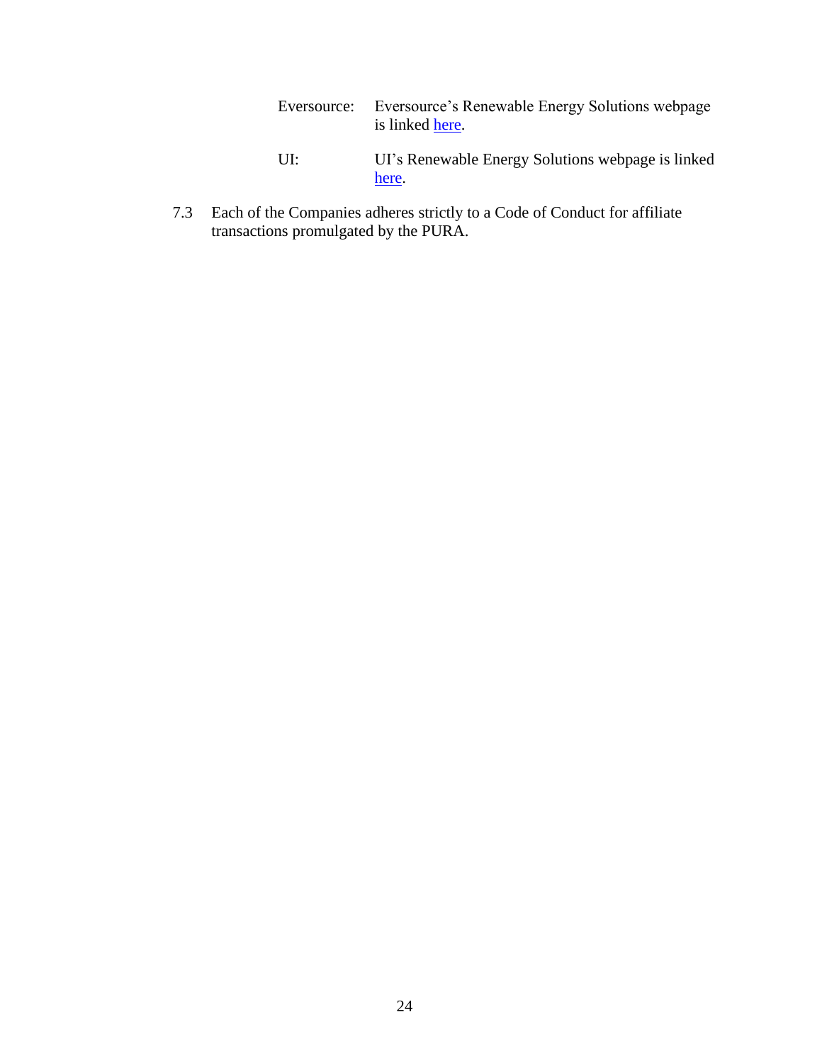Eversource: Eversource's Renewable Energy Solutions webpage is linked here.

UI: UI's Renewable Energy Solutions webpage is linked here.

7.3 Each of the Companies adheres strictly to a Code of Conduct for affiliate transactions promulgated by the PURA.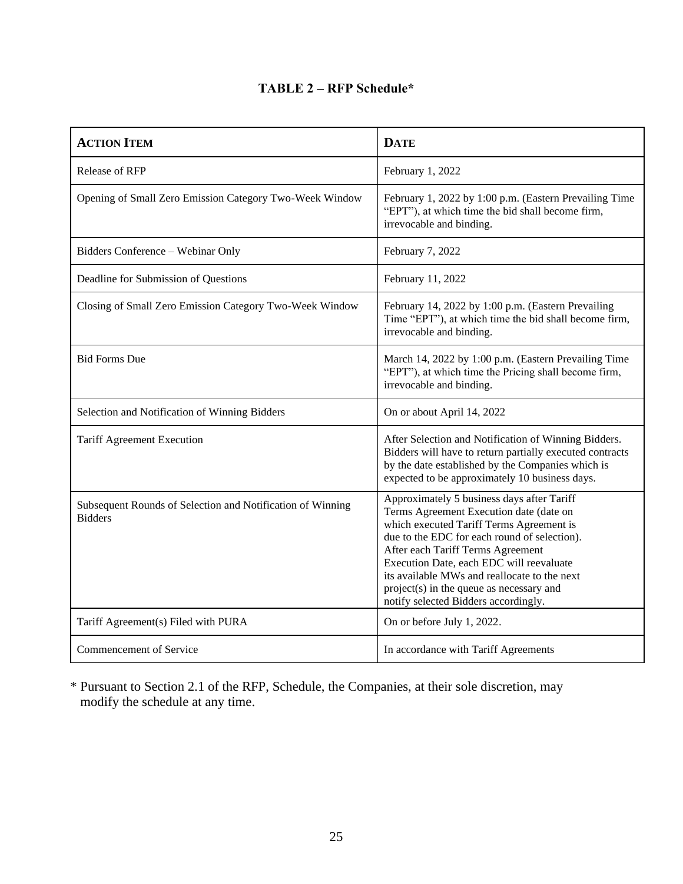**TABLE 2 – RFP Schedule***

| ACTION ITEM | DATE |
| --- | --- |
| Release of RFP | February 1, 2022 |
| Opening of Small Zero Emission Category Two-Week Window | February 1, 2022 by 1:00 p.m. (Eastern Prevailing Time "EPT"), at which time the bid shall become firm, irrevocable and binding. |
| Bidders Conference – Webinar Only | February 7, 2022 |
| Deadline for Submission of Questions | February 11, 2022 |
| Closing of Small Zero Emission Category Two-Week Window | February 14, 2022 by 1:00 p.m. (Eastern Prevailing Time "EPT"), at which time the bid shall become firm, irrevocable and binding. |
| Bid Forms Due | March 14, 2022 by 1:00 p.m. (Eastern Prevailing Time "EPT"), at which time the Pricing shall become firm, irrevocable and binding. |
| Selection and Notification of Winning Bidders | On or about April 14, 2022 |
| Tariff Agreement Execution | After Selection and Notification of Winning Bidders. Bidders will have to return partially executed contracts by the date established by the Companies which is expected to be approximately 10 business days. |
| Subsequent Rounds of Selection and Notification of Winning Bidders | Approximately 5 business days after Tariff Terms Agreement Execution date (date on which executed Tariff Terms Agreement is due to the EDC for each round of selection). After each Tariff Terms Agreement Execution Date, each EDC will reevaluate its available MWs and reallocate to the next project(s) in the queue as necessary and notify selected Bidders accordingly. |
| Tariff Agreement(s) Filed with PURA | On or before July 1, 2022. |
| Commencement of Service | In accordance with Tariff Agreements |

* Pursuant to Section 2.1 of the RFP, Schedule, the Companies, at their sole discretion, may modify the schedule at any time.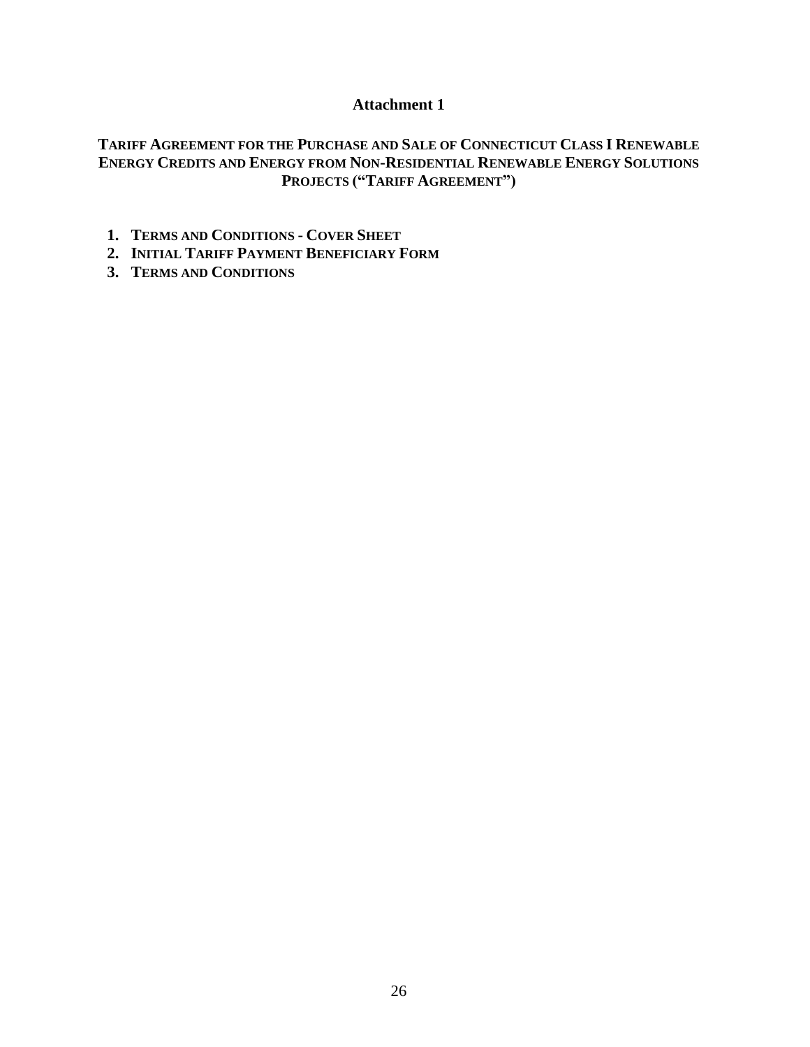# Attachment 1

## TARIFF AGREEMENT FOR THE PURCHASE AND SALE OF CONNECTICUT CLASS I RENEWABLE ENERGY CREDITS AND ENERGY FROM NON-RESIDENTIAL RENEWABLE ENERGY SOLUTIONS PROJECTS ("TARIFF AGREEMENT")

1. **TERMS AND CONDITIONS - COVER SHEET**
2. **INITIAL TARIFF PAYMENT BENEFICIARY FORM**
3. **TERMS AND CONDITIONS**